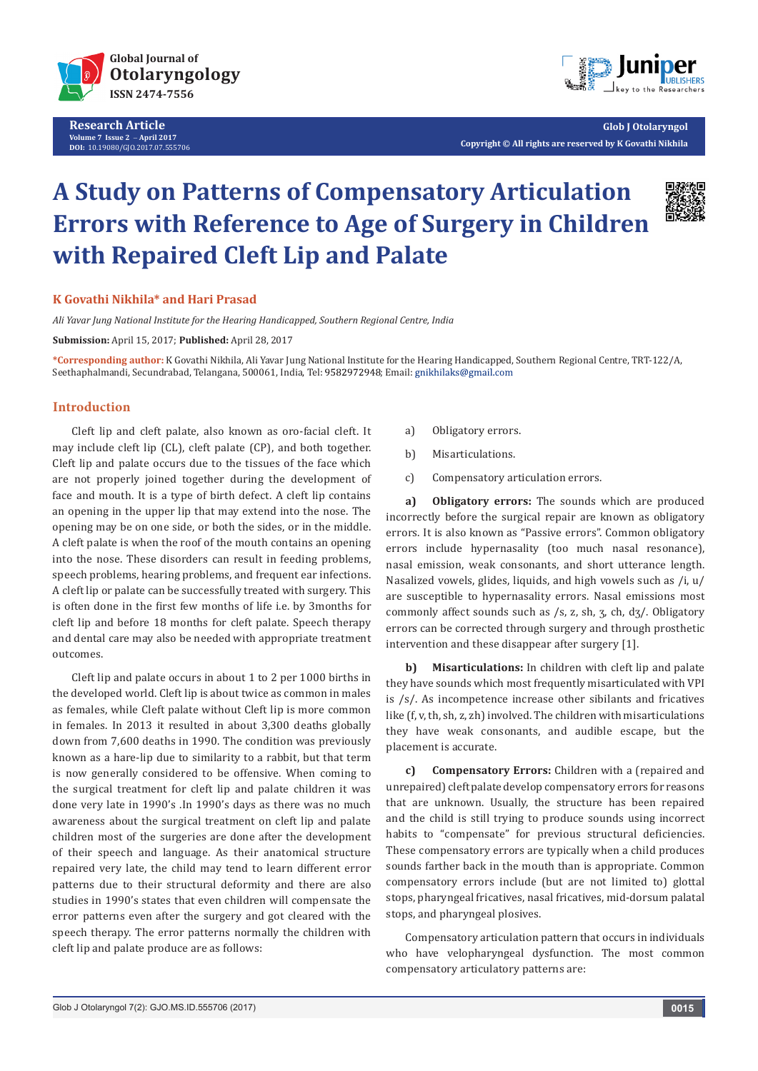Research Article

Volume 7 Issue 2 – April 2017

DOI: 10.19080/GJO.2017.07.555706

Copyright © All rights are reserved by K Govathi Nikhila

# A Study on Patterns of Compensatory Articulation Errors with Reference to Age of Surgery in Children with Repaired Cleft Lip and Palate

**K Govathi Nikhila* and Hari Prasad**

*Ali Yavar Jung National Institute for the Hearing Handicapped, Southern Regional Centre, India*

**Submission:** April 15, 2017; **Published:** April 28, 2017

***Corresponding author:** K Govathi Nikhila, Ali Yavar Jung National Institute for the Hearing Handicapped, Southern Regional Centre, TRT-122/A, Seethaphalmandi, Secundrabad, Telangana, 500061, India, Tel: 9582972948; Email: gnikhilaks@gmail.com

## Introduction

Cleft lip and cleft palate, also known as oro-facial cleft. It may include cleft lip (CL), cleft palate (CP), and both together. Cleft lip and palate occurs due to the tissues of the face which are not properly joined together during the development of face and mouth. It is a type of birth defect. A cleft lip contains an opening in the upper lip that may extend into the nose. The opening may be on one side, or both the sides, or in the middle. A cleft palate is when the roof of the mouth contains an opening into the nose. These disorders can result in feeding problems, speech problems, hearing problems, and frequent ear infections. A cleft lip or palate can be successfully treated with surgery. This is often done in the first few months of life i.e. by 3months for cleft lip and before 18 months for cleft palate. Speech therapy and dental care may also be needed with appropriate treatment outcomes.

Cleft lip and palate occurs in about 1 to 2 per 1000 births in the developed world. Cleft lip is about twice as common in males as females, while Cleft palate without Cleft lip is more common in females. In 2013 it resulted in about 3,300 deaths globally down from 7,600 deaths in 1990. The condition was previously known as a hare-lip due to similarity to a rabbit, but that term is now generally considered to be offensive. When coming to the surgical treatment for cleft lip and palate children it was done very late in 1990's .In 1990's days as there was no much awareness about the surgical treatment on cleft lip and palate children most of the surgeries are done after the development of their speech and language. As their anatomical structure repaired very late, the child may tend to learn different error patterns due to their structural deformity and there are also studies in 1990's states that even children will compensate the error patterns even after the surgery and got cleared with the speech therapy. The error patterns normally the children with cleft lip and palate produce are as follows:

a) Obligatory errors.

b) Misarticulations.

c) Compensatory articulation errors.

**a) Obligatory errors:** The sounds which are produced incorrectly before the surgical repair are known as obligatory errors. It is also known as "Passive errors". Common obligatory errors include hypernasality (too much nasal resonance), nasal emission, weak consonants, and short utterance length. Nasalized vowels, glides, liquids, and high vowels such as /i, u/ are susceptible to hypernasality errors. Nasal emissions most commonly affect sounds such as /s, z, sh, ʒ, ch, dʒ/. Obligatory errors can be corrected through surgery and through prosthetic intervention and these disappear after surgery [1].

**b) Misarticulations:** In children with cleft lip and palate they have sounds which most frequently misarticulated with VPI is /s/. As incompetence increase other sibilants and fricatives like (f, v, th, sh, z, zh) involved. The children with misarticulations they have weak consonants, and audible escape, but the placement is accurate.

**c) Compensatory Errors:** Children with a (repaired and unrepaired) cleft palate develop compensatory errors for reasons that are unknown. Usually, the structure has been repaired and the child is still trying to produce sounds using incorrect habits to "compensate" for previous structural deficiencies. These compensatory errors are typically when a child produces sounds farther back in the mouth than is appropriate. Common compensatory errors include (but are not limited to) glottal stops, pharyngeal fricatives, nasal fricatives, mid-dorsum palatal stops, and pharyngeal plosives.

Compensatory articulation pattern that occurs in individuals who have velopharyngeal dysfunction. The most common compensatory articulatory patterns are: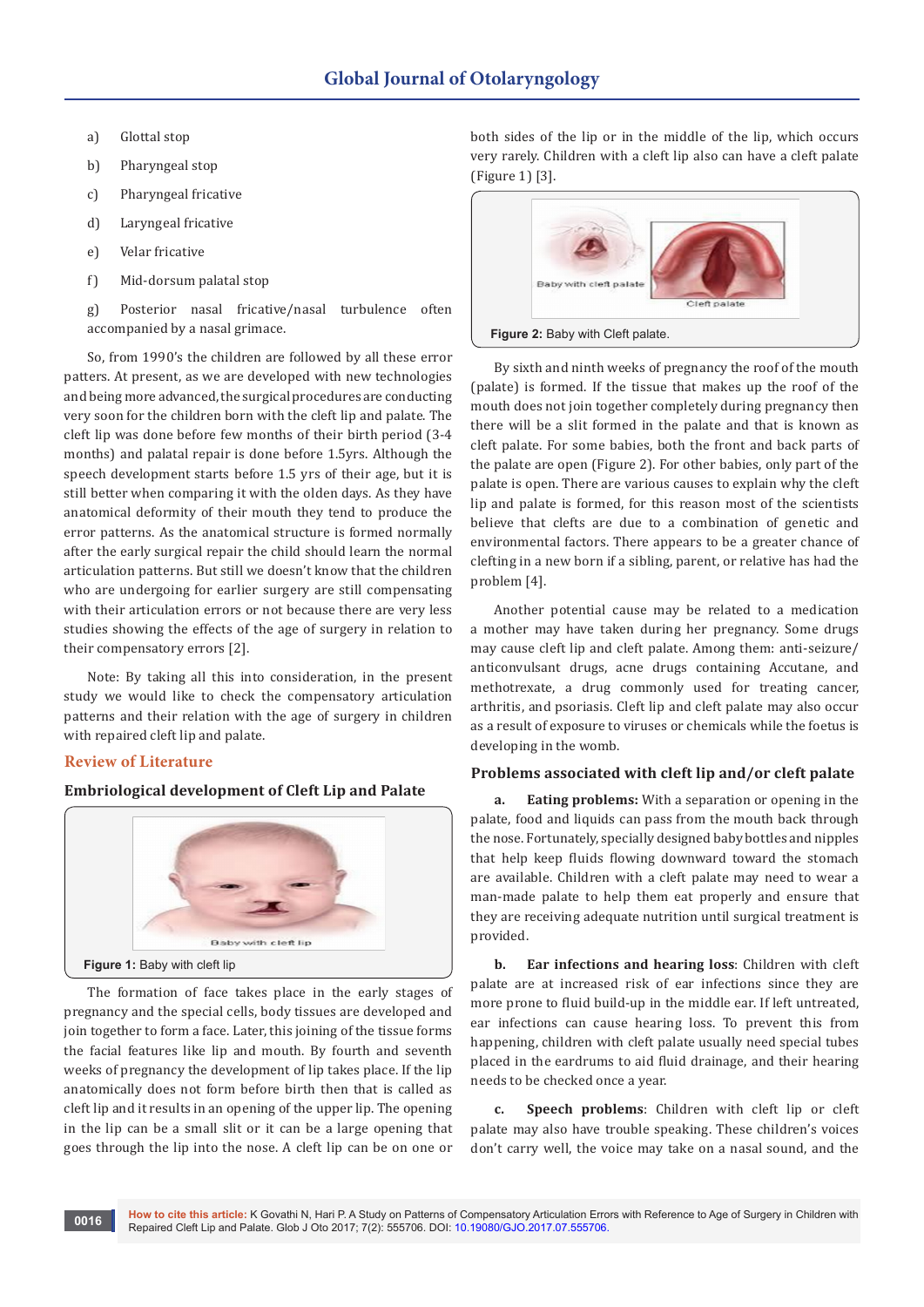a) Glottal stop

b) Pharyngeal stop

c) Pharyngeal fricative

d) Laryngeal fricative

e) Velar fricative

f) Mid-dorsum palatal stop

g) Posterior nasal fricative/nasal turbulence often accompanied by a nasal grimace.

So, from 1990's the children are followed by all these error patterns. At present, as we are developed with new technologies and being more advanced, the surgical procedures are conducting very soon for the children born with the cleft lip and palate. The cleft lip was done before few months of their birth period (3-4 months) and palatal repair is done before 1.5yrs. Although the speech development starts before 1.5 yrs of their age, but it is still better when comparing it with the olden days. As they have anatomical deformity of their mouth they tend to produce the error patterns. As the anatomical structure is formed normally after the early surgical repair the child should learn the normal articulation patterns. But still we doesn't know that the children who are undergoing for earlier surgery are still compensating with their articulation errors or not because there are very less studies showing the effects of the age of surgery in relation to their compensatory errors [2].

Note: By taking all this into consideration, in the present study we would like to check the compensatory articulation patterns and their relation with the age of surgery in children with repaired cleft lip and palate.

## Review of Literature

### Embriological development of Cleft Lip and Palate

Figure 1: Baby with cleft lip

The formation of face takes place in the early stages of pregnancy and the special cells, body tissues are developed and join together to form a face. Later, this joining of the tissue forms the facial features like lip and mouth. By fourth and seventh weeks of pregnancy the development of lip takes place. If the lip anatomically does not form before birth then that is called as cleft lip and it results in an opening of the upper lip. The opening in the lip can be a small slit or it can be a large opening that goes through the lip into the nose. A cleft lip can be on one or both sides of the lip or in the middle of the lip, which occurs very rarely. Children with a cleft lip also can have a cleft palate (Figure 1) [3].

Figure 2: Baby with Cleft palate.

By sixth and ninth weeks of pregnancy the roof of the mouth (palate) is formed. If the tissue that makes up the roof of the mouth does not join together completely during pregnancy then there will be a slit formed in the palate and that is known as cleft palate. For some babies, both the front and back parts of the palate are open (Figure 2). For other babies, only part of the palate is open. There are various causes to explain why the cleft lip and palate is formed, for this reason most of the scientists believe that clefts are due to a combination of genetic and environmental factors. There appears to be a greater chance of clefting in a new born if a sibling, parent, or relative has had the problem [4].

Another potential cause may be related to a medication a mother may have taken during her pregnancy. Some drugs may cause cleft lip and cleft palate. Among them: anti-seizure/anticonvulsant drugs, acne drugs containing Accutane, and methotrexate, a drug commonly used for treating cancer, arthritis, and psoriasis. Cleft lip and cleft palate may also occur as a result of exposure to viruses or chemicals while the foetus is developing in the womb.

### Problems associated with cleft lip and/or cleft palate

**a. Eating problems:** With a separation or opening in the palate, food and liquids can pass from the mouth back through the nose. Fortunately, specially designed baby bottles and nipples that help keep fluids flowing downward toward the stomach are available. Children with a cleft palate may need to wear a man-made palate to help them eat properly and ensure that they are receiving adequate nutrition until surgical treatment is provided.

**b. Ear infections and hearing loss**: Children with cleft palate are at increased risk of ear infections since they are more prone to fluid build-up in the middle ear. If left untreated, ear infections can cause hearing loss. To prevent this from happening, children with cleft palate usually need special tubes placed in the eardrums to aid fluid drainage, and their hearing needs to be checked once a year.

**c. Speech problems**: Children with cleft lip or cleft palate may also have trouble speaking. These children's voices don't carry well, the voice may take on a nasal sound, and the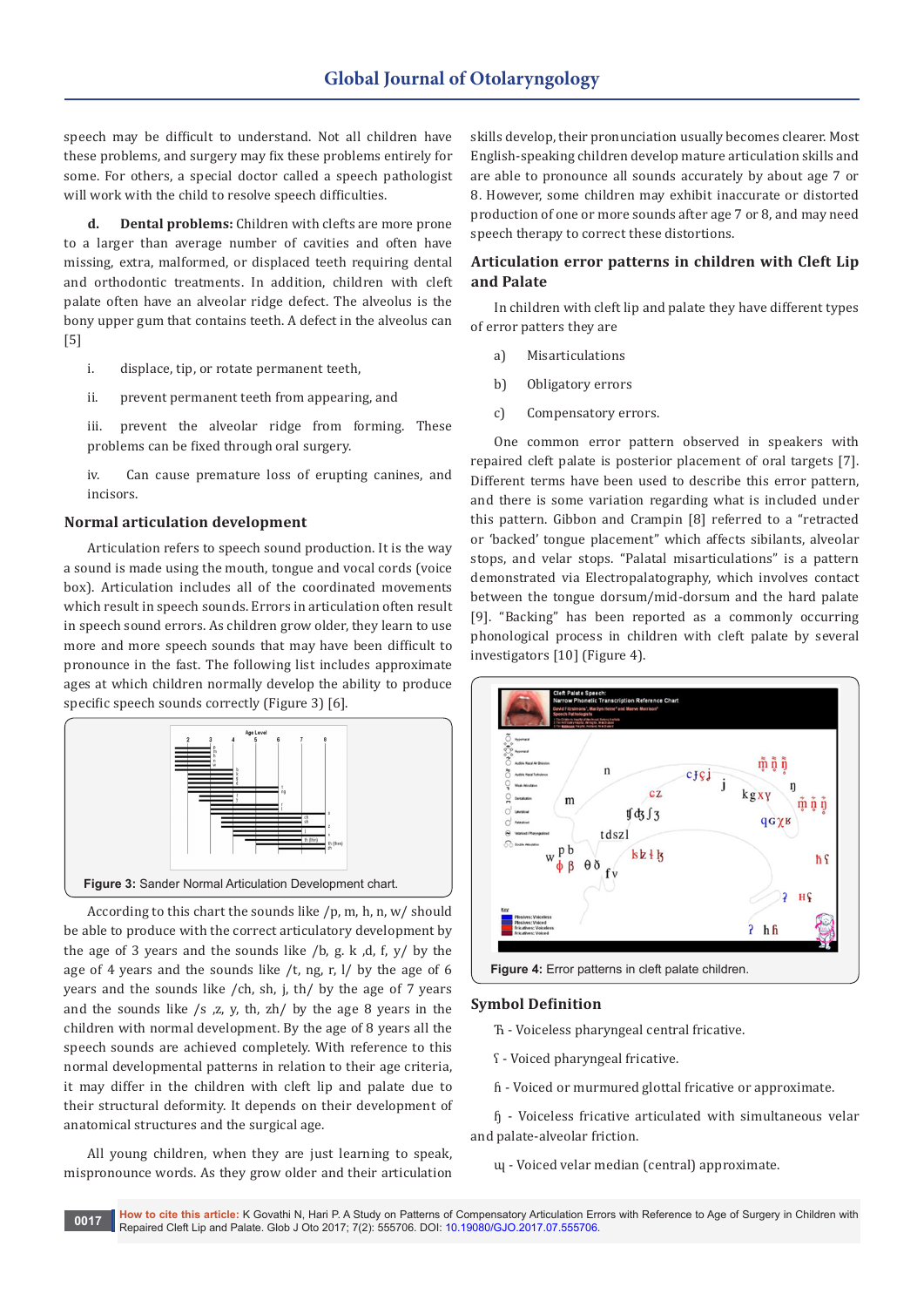speech may be difficult to understand. Not all children have these problems, and surgery may fix these problems entirely for some. For others, a special doctor called a speech pathologist will work with the child to resolve speech difficulties.

**d. Dental problems:** Children with clefts are more prone to a larger than average number of cavities and often have missing, extra, malformed, or displaced teeth requiring dental and orthodontic treatments. In addition, children with cleft palate often have an alveolar ridge defect. The alveolus is the bony upper gum that contains teeth. A defect in the alveolus can [5]

i. displace, tip, or rotate permanent teeth,

ii. prevent permanent teeth from appearing, and

iii. prevent the alveolar ridge from forming. These problems can be fixed through oral surgery.

iv. Can cause premature loss of erupting canines, and incisors.

## Normal articulation development

Articulation refers to speech sound production. It is the way a sound is made using the mouth, tongue and vocal cords (voice box). Articulation includes all of the coordinated movements which result in speech sounds. Errors in articulation often result in speech sound errors. As children grow older, they learn to use more and more speech sounds that may have been difficult to pronounce in the fast. The following list includes approximate ages at which children normally develop the ability to produce specific speech sounds correctly (Figure 3) [6].

**Figure 3:** Sander Normal Articulation Development chart.

According to this chart the sounds like /p, m, h, n, w/ should be able to produce with the correct articulatory development by the age of 3 years and the sounds like /b, g. k ,d, f, y/ by the age of 4 years and the sounds like /t, ng, r, l/ by the age of 6 years and the sounds like /ch, sh, j, th/ by the age of 7 years and the sounds like /s ,z, y, th, zh/ by the age 8 years in the children with normal development. By the age of 8 years all the speech sounds are achieved completely. With reference to this normal developmental patterns in relation to their age criteria, it may differ in the children with cleft lip and palate due to their structural deformity. It depends on their development of anatomical structures and the surgical age.

All young children, when they are just learning to speak, mispronounce words. As they grow older and their articulation skills develop, their pronunciation usually becomes clearer. Most English-speaking children develop mature articulation skills and are able to pronounce all sounds accurately by about age 7 or 8. However, some children may exhibit inaccurate or distorted production of one or more sounds after age 7 or 8, and may need speech therapy to correct these distortions.

## Articulation error patterns in children with Cleft Lip and Palate

In children with cleft lip and palate they have different types of error patters they are

a) Misarticulations

b) Obligatory errors

c) Compensatory errors.

One common error pattern observed in speakers with repaired cleft palate is posterior placement of oral targets [7]. Different terms have been used to describe this error pattern, and there is some variation regarding what is included under this pattern. Gibbon and Crampin [8] referred to a "retracted or 'backed' tongue placement" which affects sibilants, alveolar stops, and velar stops. "Palatal misarticulations" is a pattern demonstrated via Electropalatography, which involves contact between the tongue dorsum/mid-dorsum and the hard palate [9]. "Backing" has been reported as a commonly occurring phonological process in children with cleft palate by several investigators [10] (Figure 4).

**Figure 4:** Error patterns in cleft palate children.

## Symbol Definition

ħ - Voiceless pharyngeal central fricative.

ʕ - Voiced pharyngeal fricative.

ɦ - Voiced or murmured glottal fricative or approximate.

ɧ - Voiceless fricative articulated with simultaneous velar and palate-alveolar friction.

ɰ - Voiced velar median (central) approximate.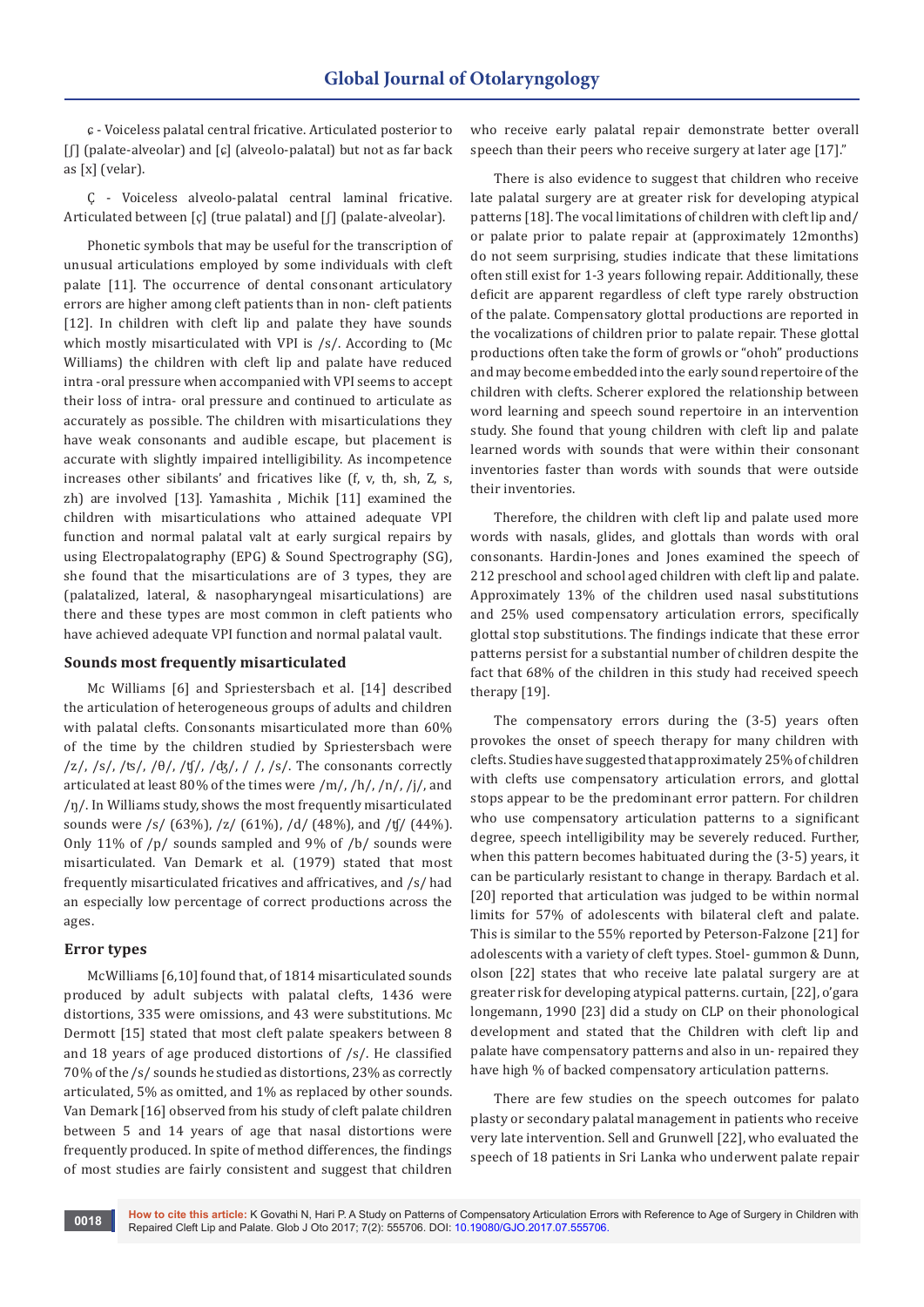ɕ - Voiceless palatal central fricative. Articulated posterior to [ʃ] (palate-alveolar) and [ɕ] (alveolo-palatal) but not as far back as [x] (velar).

Ç - Voiceless alveolo-palatal central laminal fricative. Articulated between [ç] (true palatal) and [ʃ] (palate-alveolar).

Phonetic symbols that may be useful for the transcription of unusual articulations employed by some individuals with cleft palate [11]. The occurrence of dental consonant articulatory errors are higher among cleft patients than in non- cleft patients [12]. In children with cleft lip and palate they have sounds which mostly misarticulated with VPI is /s/. According to (Mc Williams) the children with cleft lip and palate have reduced intra -oral pressure when accompanied with VPI seems to accept their loss of intra- oral pressure and continued to articulate as accurately as possible. The children with misarticulations they have weak consonants and audible escape, but placement is accurate with slightly impaired intelligibility. As incompetence increases other sibilants' and fricatives like (f, v, th, sh, Z, s, zh) are involved [13]. Yamashita , Michik [11] examined the children with misarticulations who attained adequate VPI function and normal palatal valt at early surgical repairs by using Electropalatography (EPG) & Sound Spectrography (SG), she found that the misarticulations are of 3 types, they are (palatalized, lateral, & nasopharyngeal misarticulations) are there and these types are most common in cleft patients who have achieved adequate VPI function and normal palatal vault.

### Sounds most frequently misarticulated

Mc Williams [6] and Spriestersbach et al. [14] described the articulation of heterogeneous groups of adults and children with palatal clefts. Consonants misarticulated more than 60% of the time by the children studied by Spriestersbach were /z/, /s/, /ts/, /θ/, /ʧ/, /ʤ/, / /, /s/. The consonants correctly articulated at least 80% of the times were /m/, /h/, /n/, /j/, and /ŋ/. In Williams study, shows the most frequently misarticulated sounds were /s/ (63%), /z/ (61%), /d/ (48%), and /ʧ/ (44%). Only 11% of /p/ sounds sampled and 9% of /b/ sounds were misarticulated. Van Demark et al. (1979) stated that most frequently misarticulated fricatives and affricatives, and /s/ had an especially low percentage of correct productions across the ages.

### Error types

McWilliams [6,10] found that, of 1814 misarticulated sounds produced by adult subjects with palatal clefts, 1436 were distortions, 335 were omissions, and 43 were substitutions. Mc Dermott [15] stated that most cleft palate speakers between 8 and 18 years of age produced distortions of /s/. He classified 70% of the /s/ sounds he studied as distortions, 23% as correctly articulated, 5% as omitted, and 1% as replaced by other sounds. Van Demark [16] observed from his study of cleft palate children between 5 and 14 years of age that nasal distortions were frequently produced. In spite of method differences, the findings of most studies are fairly consistent and suggest that children who receive early palatal repair demonstrate better overall speech than their peers who receive surgery at later age [17]."

There is also evidence to suggest that children who receive late palatal surgery are at greater risk for developing atypical patterns [18]. The vocal limitations of children with cleft lip and/or palate prior to palate repair at (approximately 12months) do not seem surprising, studies indicate that these limitations often still exist for 1-3 years following repair. Additionally, these deficit are apparent regardless of cleft type rarely obstruction of the palate. Compensatory glottal productions are reported in the vocalizations of children prior to palate repair. These glottal productions often take the form of growls or "ohoh" productions and may become embedded into the early sound repertoire of the children with clefts. Scherer explored the relationship between word learning and speech sound repertoire in an intervention study. She found that young children with cleft lip and palate learned words with sounds that were within their consonant inventories faster than words with sounds that were outside their inventories.

Therefore, the children with cleft lip and palate used more words with nasals, glides, and glottals than words with oral consonants. Hardin-Jones and Jones examined the speech of 212 preschool and school aged children with cleft lip and palate. Approximately 13% of the children used nasal substitutions and 25% used compensatory articulation errors, specifically glottal stop substitutions. The findings indicate that these error patterns persist for a substantial number of children despite the fact that 68% of the children in this study had received speech therapy [19].

The compensatory errors during the (3-5) years often provokes the onset of speech therapy for many children with clefts. Studies have suggested that approximately 25% of children with clefts use compensatory articulation errors, and glottal stops appear to be the predominant error pattern. For children who use compensatory articulation patterns to a significant degree, speech intelligibility may be severely reduced. Further, when this pattern becomes habituated during the (3-5) years, it can be particularly resistant to change in therapy. Bardach et al. [20] reported that articulation was judged to be within normal limits for 57% of adolescents with bilateral cleft and palate. This is similar to the 55% reported by Peterson-Falzone [21] for adolescents with a variety of cleft types. Stoel- gummon & Dunn, olson [22] states that who receive late palatal surgery are at greater risk for developing atypical patterns. curtain, [22], o'gara longemann, 1990 [23] did a study on CLP on their phonological development and stated that the Children with cleft lip and palate have compensatory patterns and also in un- repaired they have high % of backed compensatory articulation patterns.

There are few studies on the speech outcomes for palato plasty or secondary palatal management in patients who receive very late intervention. Sell and Grunwell [22], who evaluated the speech of 18 patients in Sri Lanka who underwent palate repair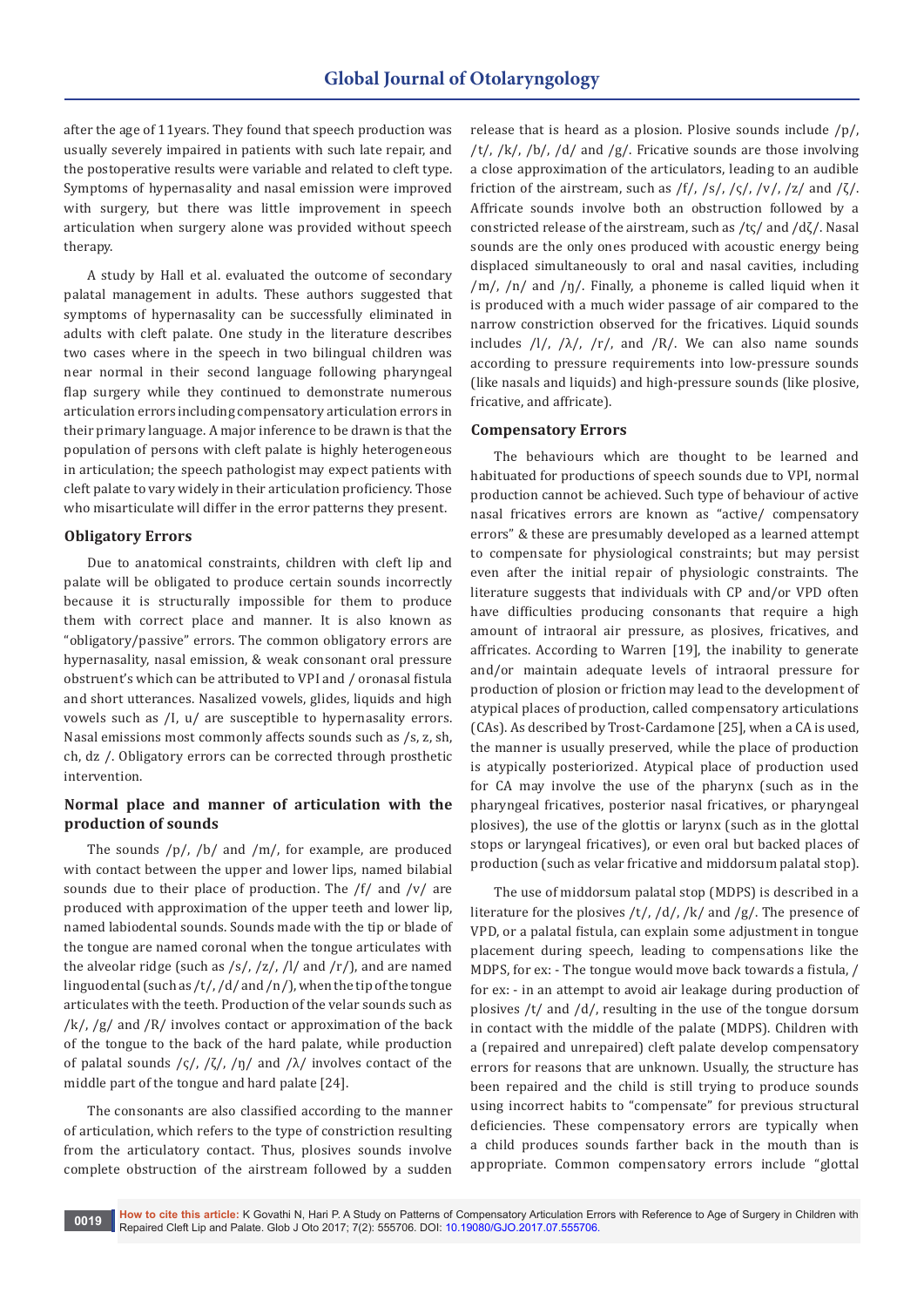after the age of 11years. They found that speech production was usually severely impaired in patients with such late repair, and the postoperative results were variable and related to cleft type. Symptoms of hypernasality and nasal emission were improved with surgery, but there was little improvement in speech articulation when surgery alone was provided without speech therapy.

A study by Hall et al. evaluated the outcome of secondary palatal management in adults. These authors suggested that symptoms of hypernasality can be successfully eliminated in adults with cleft palate. One study in the literature describes two cases where in the speech in two bilingual children was near normal in their second language following pharyngeal flap surgery while they continued to demonstrate numerous articulation errors including compensatory articulation errors in their primary language. A major inference to be drawn is that the population of persons with cleft palate is highly heterogeneous in articulation; the speech pathologist may expect patients with cleft palate to vary widely in their articulation proficiency. Those who misarticulate will differ in the error patterns they present.

### Obligatory Errors

Due to anatomical constraints, children with cleft lip and palate will be obligated to produce certain sounds incorrectly because it is structurally impossible for them to produce them with correct place and manner. It is also known as "obligatory/passive" errors. The common obligatory errors are hypernasality, nasal emission, & weak consonant oral pressure obstruent's which can be attributed to VPI and / oronasal fistula and short utterances. Nasalized vowels, glides, liquids and high vowels such as /I, u/ are susceptible to hypernasality errors. Nasal emissions most commonly affects sounds such as /s, z, sh, ch, dz /. Obligatory errors can be corrected through prosthetic intervention.

### Normal place and manner of articulation with the production of sounds

The sounds /p/, /b/ and /m/, for example, are produced with contact between the upper and lower lips, named bilabial sounds due to their place of production. The /f/ and /v/ are produced with approximation of the upper teeth and lower lip, named labiodental sounds. Sounds made with the tip or blade of the tongue are named coronal when the tongue articulates with the alveolar ridge (such as /s/, /z/, /l/ and /r/), and are named linguodental (such as /t/, /d/ and /n/), when the tip of the tongue articulates with the teeth. Production of the velar sounds such as /k/, /g/ and /R/ involves contact or approximation of the back of the tongue to the back of the hard palate, while production of palatal sounds /ç/, /ζ/, /ŋ/ and /λ/ involves contact of the middle part of the tongue and hard palate [24].

The consonants are also classified according to the manner of articulation, which refers to the type of constriction resulting from the articulatory contact. Thus, plosives sounds involve complete obstruction of the airstream followed by a sudden release that is heard as a plosion. Plosive sounds include /p/, /t/, /k/, /b/, /d/ and /g/. Fricative sounds are those involving a close approximation of the articulators, leading to an audible friction of the airstream, such as /f/, /s/, /ç/, /v/, /z/ and /ζ/. Affricate sounds involve both an obstruction followed by a constricted release of the airstream, such as /tç/ and /dζ/. Nasal sounds are the only ones produced with acoustic energy being displaced simultaneously to oral and nasal cavities, including /m/, /n/ and /ŋ/. Finally, a phoneme is called liquid when it is produced with a much wider passage of air compared to the narrow constriction observed for the fricatives. Liquid sounds includes /l/, /λ/, /r/, and /R/. We can also name sounds according to pressure requirements into low-pressure sounds (like nasals and liquids) and high-pressure sounds (like plosive, fricative, and affricate).

### Compensatory Errors

The behaviours which are thought to be learned and habituated for productions of speech sounds due to VPI, normal production cannot be achieved. Such type of behaviour of active nasal fricatives errors are known as "active/ compensatory errors" & these are presumably developed as a learned attempt to compensate for physiological constraints; but may persist even after the initial repair of physiologic constraints. The literature suggests that individuals with CP and/or VPD often have difficulties producing consonants that require a high amount of intraoral air pressure, as plosives, fricatives, and affricates. According to Warren [19], the inability to generate and/or maintain adequate levels of intraoral pressure for production of plosion or friction may lead to the development of atypical places of production, called compensatory articulations (CAs). As described by Trost-Cardamone [25], when a CA is used, the manner is usually preserved, while the place of production is atypically posteriorized. Atypical place of production used for CA may involve the use of the pharynx (such as in the pharyngeal fricatives, posterior nasal fricatives, or pharyngeal plosives), the use of the glottis or larynx (such as in the glottal stops or laryngeal fricatives), or even oral but backed places of production (such as velar fricative and middorsum palatal stop).

The use of middorsum palatal stop (MDPS) is described in a literature for the plosives /t/, /d/, /k/ and /g/. The presence of VPD, or a palatal fistula, can explain some adjustment in tongue placement during speech, leading to compensations like the MDPS, for ex: - The tongue would move back towards a fistula, / for ex: - in an attempt to avoid air leakage during production of plosives /t/ and /d/, resulting in the use of the tongue dorsum in contact with the middle of the palate (MDPS). Children with a (repaired and unrepaired) cleft palate develop compensatory errors for reasons that are unknown. Usually, the structure has been repaired and the child is still trying to produce sounds using incorrect habits to "compensate" for previous structural deficiencies. These compensatory errors are typically when a child produces sounds farther back in the mouth than is appropriate. Common compensatory errors include "glottal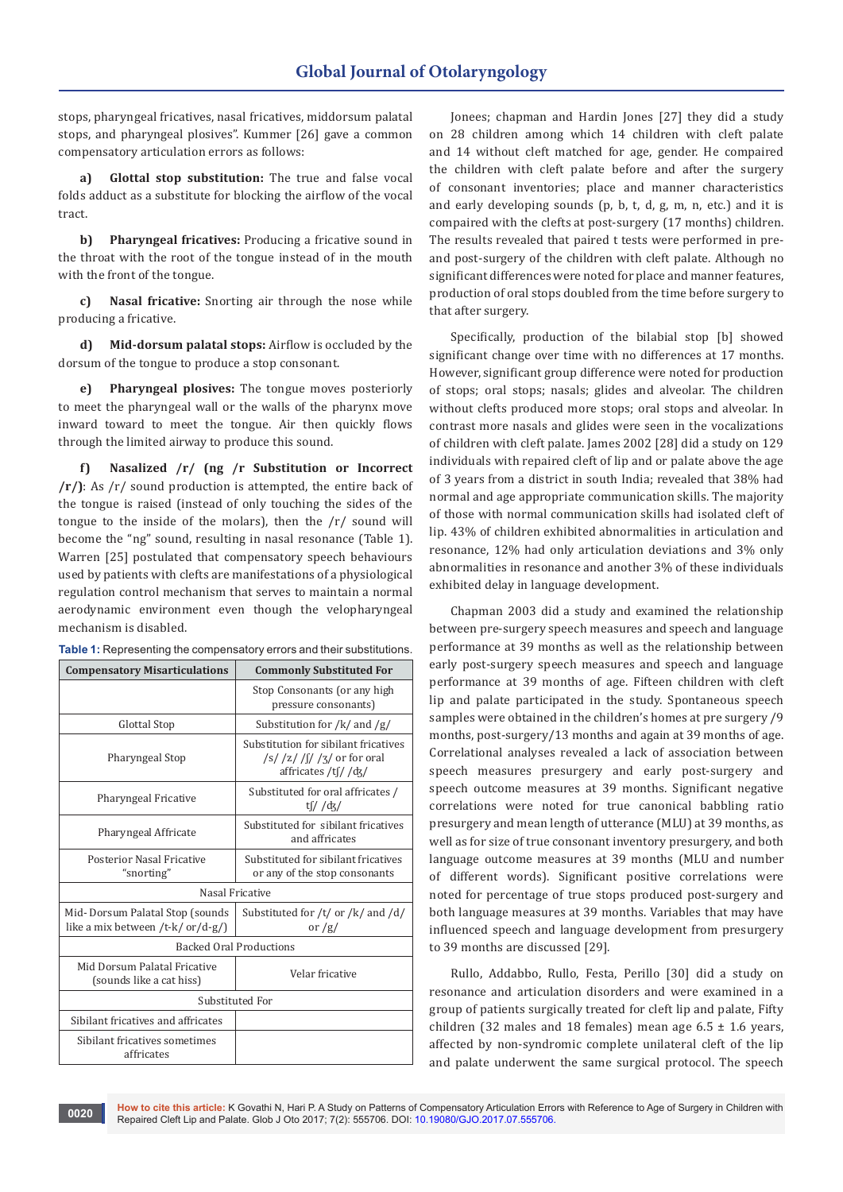stops, pharyngeal fricatives, nasal fricatives, middorsum palatal stops, and pharyngeal plosives". Kummer [26] gave a common compensatory articulation errors as follows:

**a) Glottal stop substitution:** The true and false vocal folds adduct as a substitute for blocking the airflow of the vocal tract.

**b) Pharyngeal fricatives:** Producing a fricative sound in the throat with the root of the tongue instead of in the mouth with the front of the tongue.

**c) Nasal fricative:** Snorting air through the nose while producing a fricative.

**d) Mid-dorsum palatal stops:** Airflow is occluded by the dorsum of the tongue to produce a stop consonant.

**e) Pharyngeal plosives:** The tongue moves posteriorly to meet the pharyngeal wall or the walls of the pharynx move inward toward to meet the tongue. Air then quickly flows through the limited airway to produce this sound.

**f) Nasalized /r/ (ng /r Substitution or Incorrect /r/)**: As /r/ sound production is attempted, the entire back of the tongue is raised (instead of only touching the sides of the tongue to the inside of the molars), then the /r/ sound will become the "ng" sound, resulting in nasal resonance (Table 1). Warren [25] postulated that compensatory speech behaviours used by patients with clefts are manifestations of a physiological regulation control mechanism that serves to maintain a normal aerodynamic environment even though the velopharyngeal mechanism is disabled.

**Table 1:** Representing the compensatory errors and their substitutions.

| Compensatory Misarticulations | Commonly Substituted For |
|---|---|
| | Stop Consonants (or any high pressure consonants) |
| Glottal Stop | Substitution for /k/ and /g/ |
| Pharyngeal Stop | Substitution for sibilant fricatives /s/ /z/ /ʃ/ /ʒ/ or for oral affricates /tʃ/ /ʤ/ |
| Pharyngeal Fricative | Substituted for oral affricates / tʃ/ /ʤ/ |
| Pharyngeal Affricate | Substituted for sibilant fricatives and affricates |
| Posterior Nasal Fricative "snorting" | Substituted for sibilant fricatives or any of the stop consonants |
| Nasal Fricative | |
| Mid- Dorsum Palatal Stop (sounds like a mix between /t-k/ or/d-g/) | Substituted for /t/ or /k/ and /d/ or /g/ |
| Backed Oral Productions | |
| Mid Dorsum Palatal Fricative (sounds like a cat hiss) | Velar fricative |
| Substituted For | |
| Sibilant fricatives and affricates | |
| Sibilant fricatives sometimes affricates | |

Jonees; chapman and Hardin Jones [27] they did a study on 28 children among which 14 children with cleft palate and 14 without cleft matched for age, gender. He compaired the children with cleft palate before and after the surgery of consonant inventories; place and manner characteristics and early developing sounds (p, b, t, d, g, m, n, etc.) and it is compaired with the clefts at post-surgery (17 months) children. The results revealed that paired t tests were performed in pre- and post-surgery of the children with cleft palate. Although no significant differences were noted for place and manner features, production of oral stops doubled from the time before surgery to that after surgery.

Specifically, production of the bilabial stop [b] showed significant change over time with no differences at 17 months. However, significant group difference were noted for production of stops; oral stops; nasals; glides and alveolar. The children without clefts produced more stops; oral stops and alveolar. In contrast more nasals and glides were seen in the vocalizations of children with cleft palate. James 2002 [28] did a study on 129 individuals with repaired cleft of lip and or palate above the age of 3 years from a district in south India; revealed that 38% had normal and age appropriate communication skills. The majority of those with normal communication skills had isolated cleft of lip. 43% of children exhibited abnormalities in articulation and resonance, 12% had only articulation deviations and 3% only abnormalities in resonance and another 3% of these individuals exhibited delay in language development.

Chapman 2003 did a study and examined the relationship between pre-surgery speech measures and speech and language performance at 39 months as well as the relationship between early post-surgery speech measures and speech and language performance at 39 months of age. Fifteen children with cleft lip and palate participated in the study. Spontaneous speech samples were obtained in the children's homes at pre surgery /9 months, post-surgery/13 months and again at 39 months of age. Correlational analyses revealed a lack of association between speech measures presurgery and early post-surgery and speech outcome measures at 39 months. Significant negative correlations were noted for true canonical babbling ratio presurgery and mean length of utterance (MLU) at 39 months, as well as for size of true consonant inventory presurgery, and both language outcome measures at 39 months (MLU and number of different words). Significant positive correlations were noted for percentage of true stops produced post-surgery and both language measures at 39 months. Variables that may have influenced speech and language development from presurgery to 39 months are discussed [29].

Rullo, Addabbo, Rullo, Festa, Perillo [30] did a study on resonance and articulation disorders and were examined in a group of patients surgically treated for cleft lip and palate, Fifty children (32 males and 18 females) mean age 6.5 ± 1.6 years, affected by non-syndromic complete unilateral cleft of the lip and palate underwent the same surgical protocol. The speech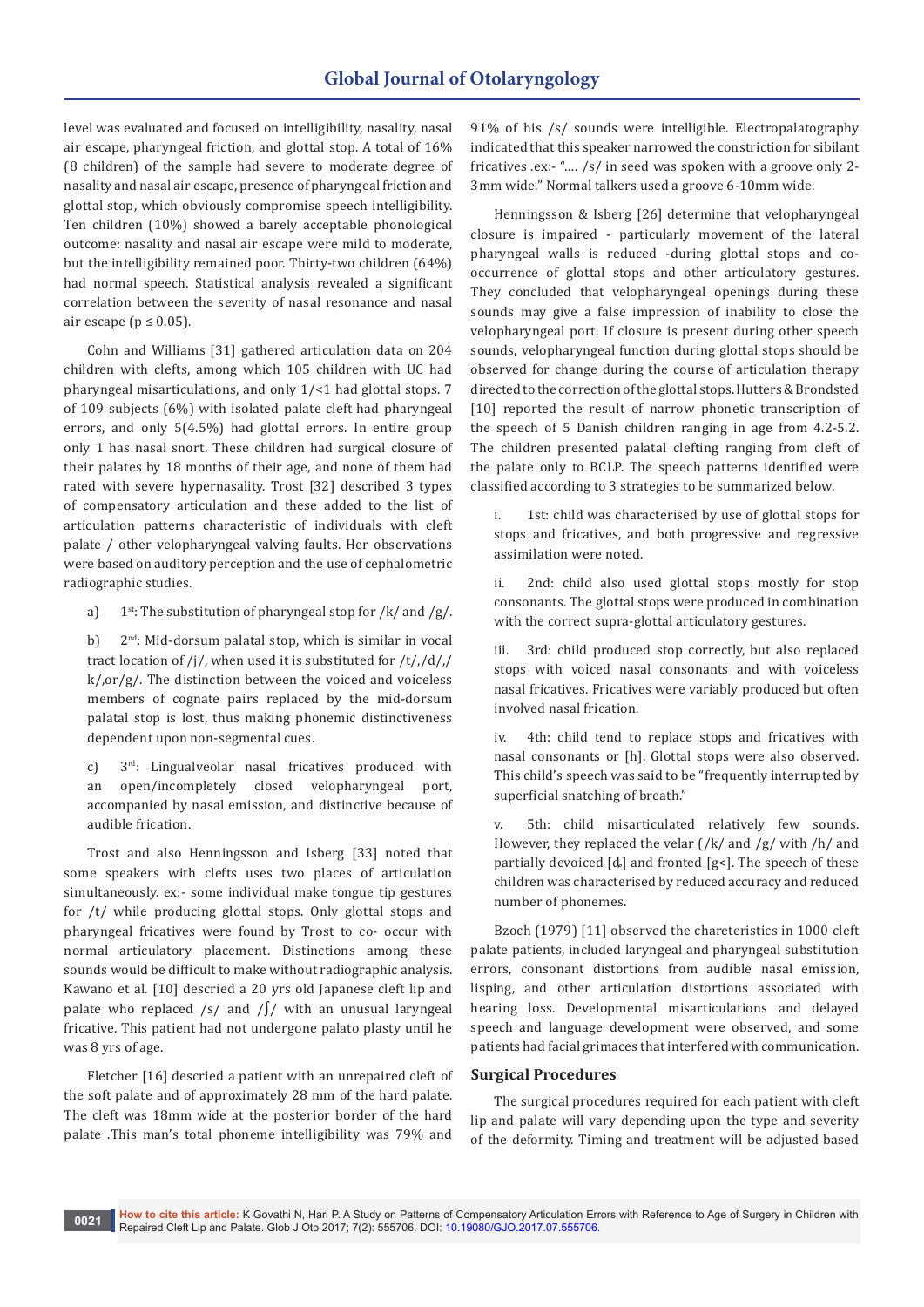level was evaluated and focused on intelligibility, nasality, nasal air escape, pharyngeal friction, and glottal stop. A total of 16% (8 children) of the sample had severe to moderate degree of nasality and nasal air escape, presence of pharyngeal friction and glottal stop, which obviously compromise speech intelligibility. Ten children (10%) showed a barely acceptable phonological outcome: nasality and nasal air escape were mild to moderate, but the intelligibility remained poor. Thirty-two children (64%) had normal speech. Statistical analysis revealed a significant correlation between the severity of nasal resonance and nasal air escape ($p \leq 0.05$).

Cohn and Williams [31] gathered articulation data on 204 children with clefts, among which 105 children with UC had pharyngeal misarticulations, and only 1/<1 had glottal stops. 7 of 109 subjects (6%) with isolated palate cleft had pharyngeal errors, and only 5(4.5%) had glottal errors. In entire group only 1 has nasal snort. These children had surgical closure of their palates by 18 months of their age, and none of them had rated with severe hypernasality. Trost [32] described 3 types of compensatory articulation and these added to the list of articulation patterns characteristic of individuals with cleft palate / other velopharyngeal valving faults. Her observations were based on auditory perception and the use of cephalometric radiographic studies.

a) 1st: The substitution of pharyngeal stop for /k/ and /g/.

b) 2nd: Mid-dorsum palatal stop, which is similar in vocal tract location of /j/, when used it is substituted for /t/,/d/,/k/,or/g/. The distinction between the voiced and voiceless members of cognate pairs replaced by the mid-dorsum palatal stop is lost, thus making phonemic distinctiveness dependent upon non-segmental cues.

c) 3rd: Lingualveolar nasal fricatives produced with an open/incompletely closed velopharyngeal port, accompanied by nasal emission, and distinctive because of audible frication.

Trost and also Henningsson and Isberg [33] noted that some speakers with clefts uses two places of articulation simultaneously. ex:- some individual make tongue tip gestures for /t/ while producing glottal stops. Only glottal stops and pharyngeal fricatives were found by Trost to co- occur with normal articulatory placement. Distinctions among these sounds would be difficult to make without radiographic analysis. Kawano et al. [10] descried a 20 yrs old Japanese cleft lip and palate who replaced /s/ and /ʃ/ with an unusual laryngeal fricative. This patient had not undergone palato plasty until he was 8 yrs of age.

Fletcher [16] descried a patient with an unrepaired cleft of the soft palate and of approximately 28 mm of the hard palate. The cleft was 18mm wide at the posterior border of the hard palate .This man's total phoneme intelligibility was 79% and 91% of his /s/ sounds were intelligible. Electropalatography indicated that this speaker narrowed the constriction for sibilant fricatives .ex:- "…. /s/ in seed was spoken with a groove only 2-3mm wide." Normal talkers used a groove 6-10mm wide.

Henningsson & Isberg [26] determine that velopharyngeal closure is impaired - particularly movement of the lateral pharyngeal walls is reduced -during glottal stops and co-occurrence of glottal stops and other articulatory gestures. They concluded that velopharyngeal openings during these sounds may give a false impression of inability to close the velopharyngeal port. If closure is present during other speech sounds, velopharyngeal function during glottal stops should be observed for change during the course of articulation therapy directed to the correction of the glottal stops. Hutters & Brondsted [10] reported the result of narrow phonetic transcription of the speech of 5 Danish children ranging in age from 4.2-5.2. The children presented palatal clefting ranging from cleft of the palate only to BCLP. The speech patterns identified were classified according to 3 strategies to be summarized below.

i. 1st: child was characterised by use of glottal stops for stops and fricatives, and both progressive and regressive assimilation were noted.

ii. 2nd: child also used glottal stops mostly for stop consonants. The glottal stops were produced in combination with the correct supra-glottal articulatory gestures.

iii. 3rd: child produced stop correctly, but also replaced stops with voiced nasal consonants and with voiceless nasal fricatives. Fricatives were variably produced but often involved nasal frication.

iv. 4th: child tend to replace stops and fricatives with nasal consonants or [h]. Glottal stops were also observed. This child's speech was said to be "frequently interrupted by superficial snatching of breath."

v. 5th: child misarticulated relatively few sounds. However, they replaced the velar (/k/ and /g/ with /h/ and partially devoiced [d̥] and fronted [g<]. The speech of these children was characterised by reduced accuracy and reduced number of phonemes.

Bzoch (1979) [11] observed the chareteristics in 1000 cleft palate patients, included laryngeal and pharyngeal substitution errors, consonant distortions from audible nasal emission, lisping, and other articulation distortions associated with hearing loss. Developmental misarticulations and delayed speech and language development were observed, and some patients had facial grimaces that interfered with communication.

## Surgical Procedures

The surgical procedures required for each patient with cleft lip and palate will vary depending upon the type and severity of the deformity. Timing and treatment will be adjusted based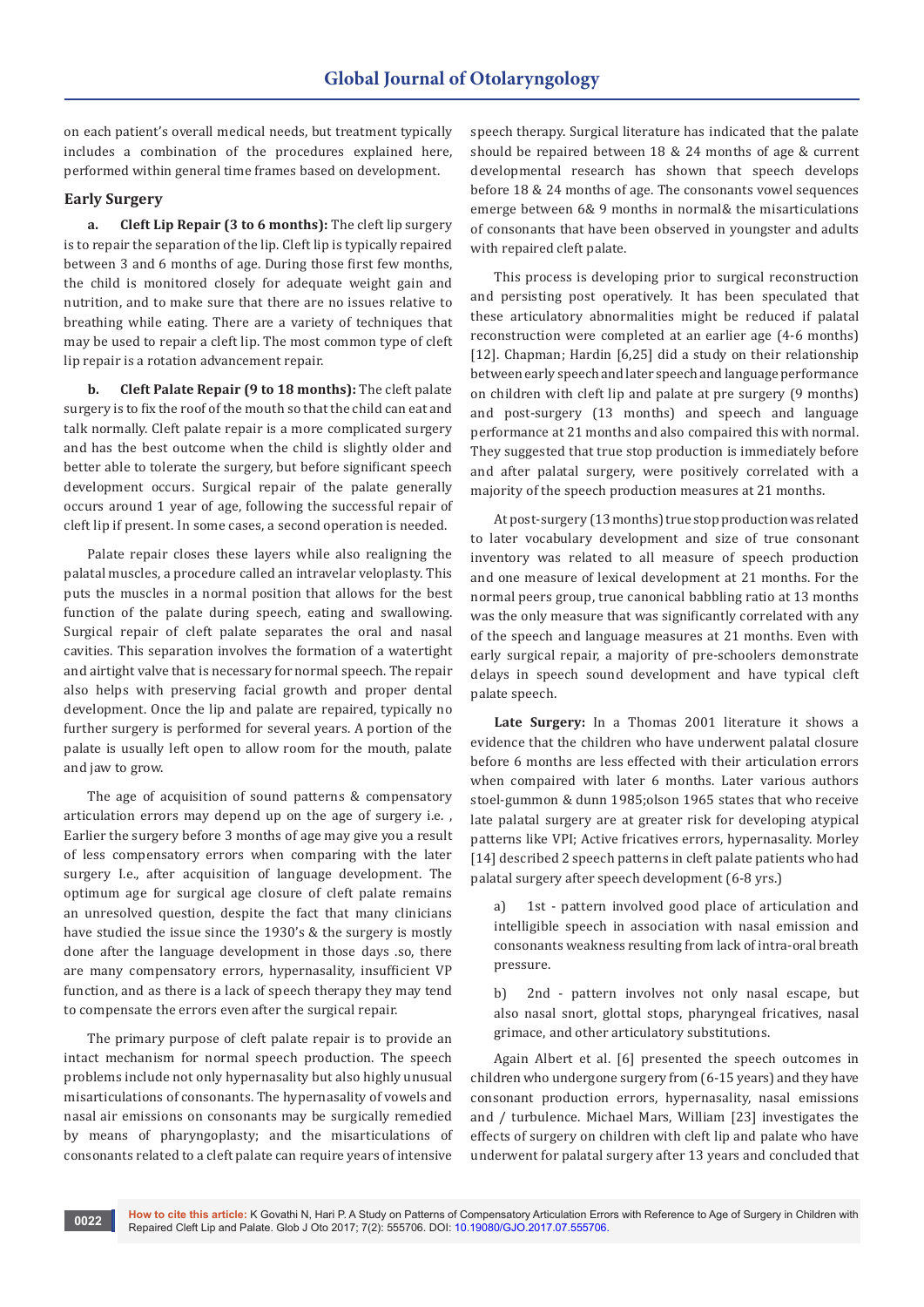on each patient's overall medical needs, but treatment typically includes a combination of the procedures explained here, performed within general time frames based on development.

### Early Surgery

**a. Cleft Lip Repair (3 to 6 months):** The cleft lip surgery is to repair the separation of the lip. Cleft lip is typically repaired between 3 and 6 months of age. During those first few months, the child is monitored closely for adequate weight gain and nutrition, and to make sure that there are no issues relative to breathing while eating. There are a variety of techniques that may be used to repair a cleft lip. The most common type of cleft lip repair is a rotation advancement repair.

**b. Cleft Palate Repair (9 to 18 months):** The cleft palate surgery is to fix the roof of the mouth so that the child can eat and talk normally. Cleft palate repair is a more complicated surgery and has the best outcome when the child is slightly older and better able to tolerate the surgery, but before significant speech development occurs. Surgical repair of the palate generally occurs around 1 year of age, following the successful repair of cleft lip if present. In some cases, a second operation is needed.

Palate repair closes these layers while also realigning the palatal muscles, a procedure called an intravelar veloplasty. This puts the muscles in a normal position that allows for the best function of the palate during speech, eating and swallowing. Surgical repair of cleft palate separates the oral and nasal cavities. This separation involves the formation of a watertight and airtight valve that is necessary for normal speech. The repair also helps with preserving facial growth and proper dental development. Once the lip and palate are repaired, typically no further surgery is performed for several years. A portion of the palate is usually left open to allow room for the mouth, palate and jaw to grow.

The age of acquisition of sound patterns & compensatory articulation errors may depend up on the age of surgery i.e. , Earlier the surgery before 3 months of age may give you a result of less compensatory errors when comparing with the later surgery I.e., after acquisition of language development. The optimum age for surgical age closure of cleft palate remains an unresolved question, despite the fact that many clinicians have studied the issue since the 1930's & the surgery is mostly done after the language development in those days .so, there are many compensatory errors, hypernasality, insufficient VP function, and as there is a lack of speech therapy they may tend to compensate the errors even after the surgical repair.

The primary purpose of cleft palate repair is to provide an intact mechanism for normal speech production. The speech problems include not only hypernasality but also highly unusual misarticulations of consonants. The hypernasality of vowels and nasal air emissions on consonants may be surgically remedied by means of pharyngoplasty; and the misarticulations of consonants related to a cleft palate can require years of intensive speech therapy. Surgical literature has indicated that the palate should be repaired between 18 & 24 months of age & current developmental research has shown that speech develops before 18 & 24 months of age. The consonants vowel sequences emerge between 6& 9 months in normal& the misarticulations of consonants that have been observed in youngster and adults with repaired cleft palate.

This process is developing prior to surgical reconstruction and persisting post operatively. It has been speculated that these articulatory abnormalities might be reduced if palatal reconstruction were completed at an earlier age (4-6 months) [12]. Chapman; Hardin [6,25] did a study on their relationship between early speech and later speech and language performance on children with cleft lip and palate at pre surgery (9 months) and post-surgery (13 months) and speech and language performance at 21 months and also compaired this with normal. They suggested that true stop production is immediately before and after palatal surgery, were positively correlated with a majority of the speech production measures at 21 months.

At post-surgery (13 months) true stop production was related to later vocabulary development and size of true consonant inventory was related to all measure of speech production and one measure of lexical development at 21 months. For the normal peers group, true canonical babbling ratio at 13 months was the only measure that was significantly correlated with any of the speech and language measures at 21 months. Even with early surgical repair, a majority of pre-schoolers demonstrate delays in speech sound development and have typical cleft palate speech.

**Late Surgery:** In a Thomas 2001 literature it shows a evidence that the children who have underwent palatal closure before 6 months are less effected with their articulation errors when compaired with later 6 months. Later various authors stoel-gummon & dunn 1985;olson 1965 states that who receive late palatal surgery are at greater risk for developing atypical patterns like VPI; Active fricatives errors, hypernasality. Morley [14] described 2 speech patterns in cleft palate patients who had palatal surgery after speech development (6-8 yrs.)

a) 1st - pattern involved good place of articulation and intelligible speech in association with nasal emission and consonants weakness resulting from lack of intra-oral breath pressure.

b) 2nd - pattern involves not only nasal escape, but also nasal snort, glottal stops, pharyngeal fricatives, nasal grimace, and other articulatory substitutions.

Again Albert et al. [6] presented the speech outcomes in children who undergone surgery from (6-15 years) and they have consonant production errors, hypernasality, nasal emissions and / turbulence. Michael Mars, William [23] investigates the effects of surgery on children with cleft lip and palate who have underwent for palatal surgery after 13 years and concluded that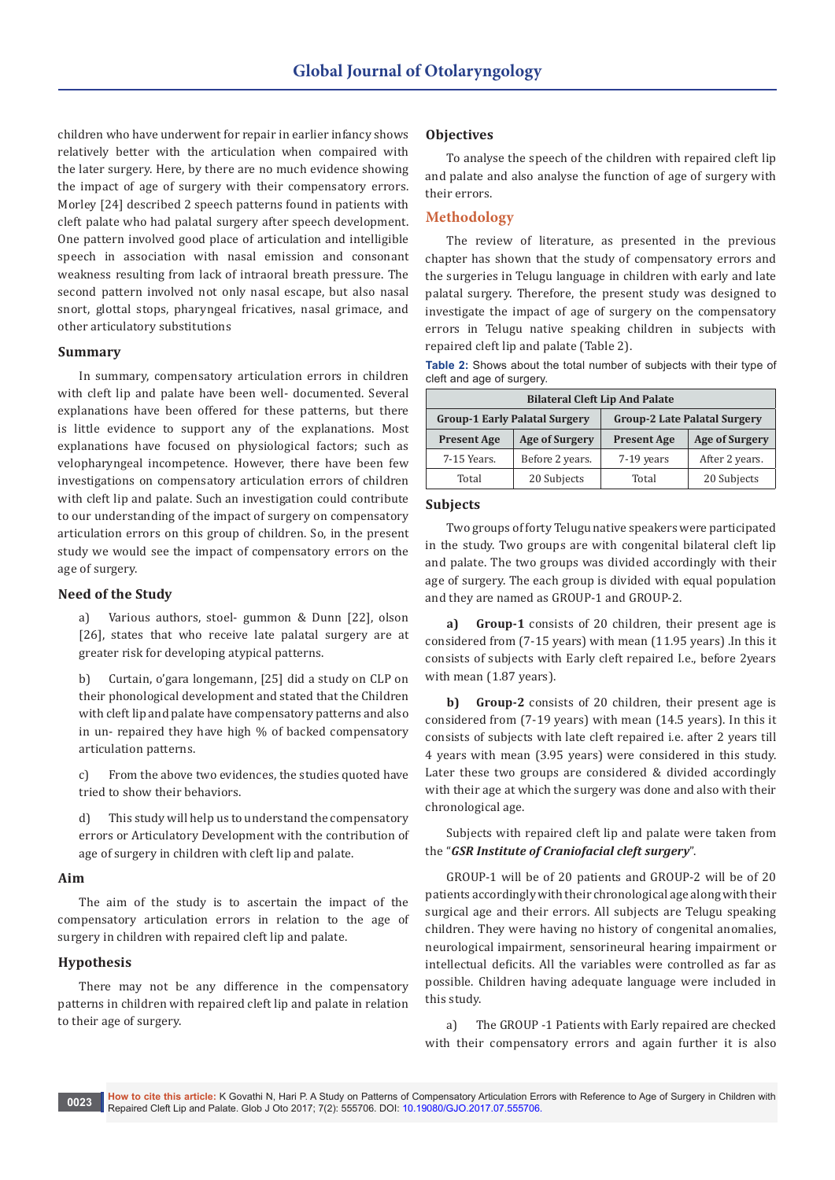children who have underwent for repair in earlier infancy shows relatively better with the articulation when compaired with the later surgery. Here, by there are no much evidence showing the impact of age of surgery with their compensatory errors. Morley [24] described 2 speech patterns found in patients with cleft palate who had palatal surgery after speech development. One pattern involved good place of articulation and intelligible speech in association with nasal emission and consonant weakness resulting from lack of intraoral breath pressure. The second pattern involved not only nasal escape, but also nasal snort, glottal stops, pharyngeal fricatives, nasal grimace, and other articulatory substitutions

## Summary

In summary, compensatory articulation errors in children with cleft lip and palate have been well- documented. Several explanations have been offered for these patterns, but there is little evidence to support any of the explanations. Most explanations have focused on physiological factors; such as velopharyngeal incompetence. However, there have been few investigations on compensatory articulation errors of children with cleft lip and palate. Such an investigation could contribute to our understanding of the impact of surgery on compensatory articulation errors on this group of children. So, in the present study we would see the impact of compensatory errors on the age of surgery.

## Need of the Study

a) Various authors, stoel- gummon & Dunn [22], olson [26], states that who receive late palatal surgery are at greater risk for developing atypical patterns.

b) Curtain, o'gara longemann, [25] did a study on CLP on their phonological development and stated that the Children with cleft lip and palate have compensatory patterns and also in un- repaired they have high % of backed compensatory articulation patterns.

c) From the above two evidences, the studies quoted have tried to show their behaviors.

d) This study will help us to understand the compensatory errors or Articulatory Development with the contribution of age of surgery in children with cleft lip and palate.

## Aim

The aim of the study is to ascertain the impact of the compensatory articulation errors in relation to the age of surgery in children with repaired cleft lip and palate.

## Hypothesis

There may not be any difference in the compensatory patterns in children with repaired cleft lip and palate in relation to their age of surgery.

## Objectives

To analyse the speech of the children with repaired cleft lip and palate and also analyse the function of age of surgery with their errors.

## Methodology

The review of literature, as presented in the previous chapter has shown that the study of compensatory errors and the surgeries in Telugu language in children with early and late palatal surgery. Therefore, the present study was designed to investigate the impact of age of surgery on the compensatory errors in Telugu native speaking children in subjects with repaired cleft lip and palate (Table 2).

**Table 2:** Shows about the total number of subjects with their type of cleft and age of surgery.

| Bilateral Cleft Lip And Palate | | | |
|---|---|---|---|
| Group-1 Early Palatal Surgery | | Group-2 Late Palatal Surgery | |
| Present Age | Age of Surgery | Present Age | Age of Surgery |
| 7-15 Years. | Before 2 years. | 7-19 years | After 2 years. |
| Total | 20 Subjects | Total | 20 Subjects |

## Subjects

Two groups of forty Telugu native speakers were participated in the study. Two groups are with congenital bilateral cleft lip and palate. The two groups was divided accordingly with their age of surgery. The each group is divided with equal population and they are named as GROUP-1 and GROUP-2.

**a) Group-1** consists of 20 children, their present age is considered from (7-15 years) with mean (11.95 years) .In this it consists of subjects with Early cleft repaired I.e., before 2years with mean (1.87 years).

**b) Group-2** consists of 20 children, their present age is considered from (7-19 years) with mean (14.5 years). In this it consists of subjects with late cleft repaired i.e. after 2 years till 4 years with mean (3.95 years) were considered in this study. Later these two groups are considered & divided accordingly with their age at which the surgery was done and also with their chronological age.

Subjects with repaired cleft lip and palate were taken from the "***GSR Institute of Craniofacial cleft surgery***".

GROUP-1 will be of 20 patients and GROUP-2 will be of 20 patients accordingly with their chronological age along with their surgical age and their errors. All subjects are Telugu speaking children. They were having no history of congenital anomalies, neurological impairment, sensorineural hearing impairment or intellectual deficits. All the variables were controlled as far as possible. Children having adequate language were included in this study.

a) The GROUP -1 Patients with Early repaired are checked with their compensatory errors and again further it is also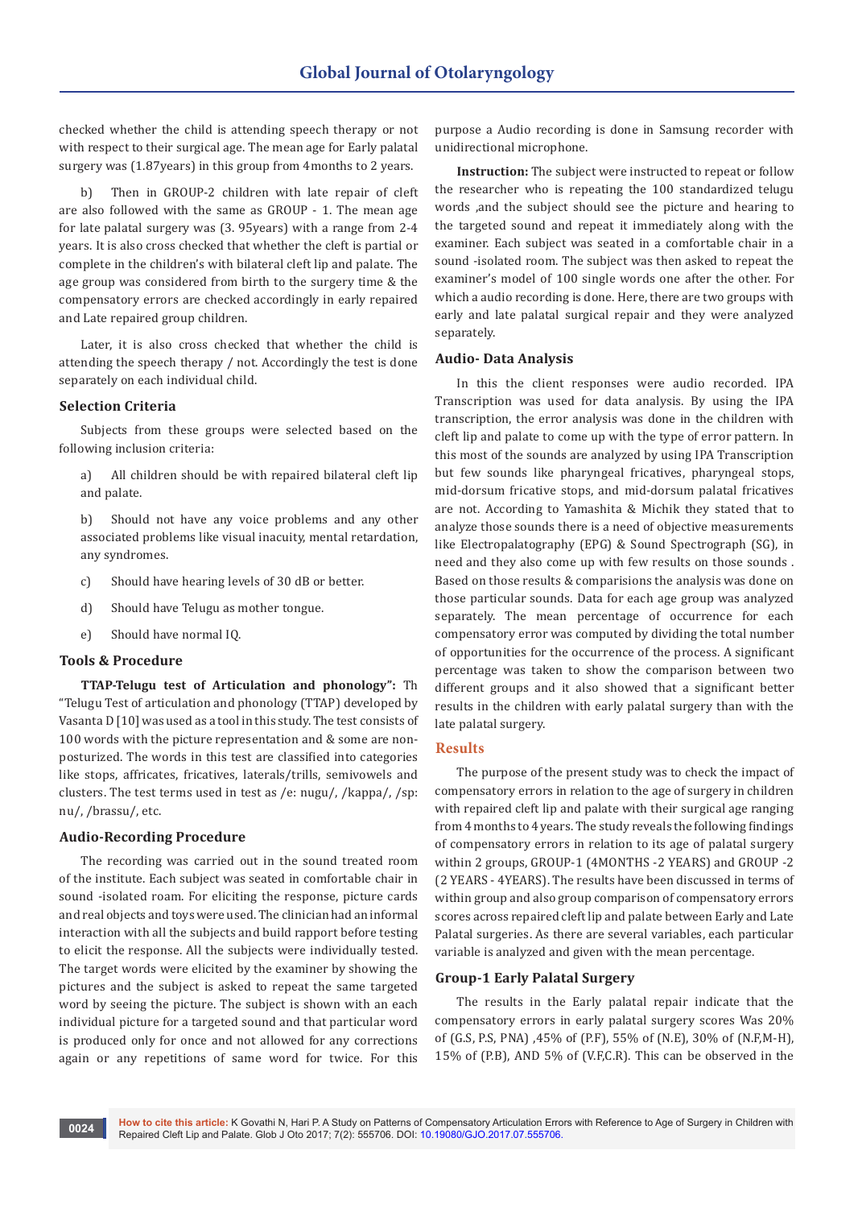checked whether the child is attending speech therapy or not with respect to their surgical age. The mean age for Early palatal surgery was (1.87years) in this group from 4months to 2 years.

b) Then in GROUP-2 children with late repair of cleft are also followed with the same as GROUP - 1. The mean age for late palatal surgery was (3. 95years) with a range from 2-4 years. It is also cross checked that whether the cleft is partial or complete in the children's with bilateral cleft lip and palate. The age group was considered from birth to the surgery time & the compensatory errors are checked accordingly in early repaired and Late repaired group children.

Later, it is also cross checked that whether the child is attending the speech therapy / not. Accordingly the test is done separately on each individual child.

### Selection Criteria

Subjects from these groups were selected based on the following inclusion criteria:

a) All children should be with repaired bilateral cleft lip and palate.

b) Should not have any voice problems and any other associated problems like visual inacuity, mental retardation, any syndromes.

c) Should have hearing levels of 30 dB or better.

d) Should have Telugu as mother tongue.

e) Should have normal IQ.

### Tools & Procedure

**TTAP-Telugu test of Articulation and phonology":** Th "Telugu Test of articulation and phonology (TTAP) developed by Vasanta D [10] was used as a tool in this study. The test consists of 100 words with the picture representation and & some are non-posturized. The words in this test are classified into categories like stops, affricates, fricatives, laterals/trills, semivowels and clusters. The test terms used in test as /e: nugu/, /kappa/, /sp: nu/, /brassu/, etc.

### Audio-Recording Procedure

The recording was carried out in the sound treated room of the institute. Each subject was seated in comfortable chair in sound -isolated roam. For eliciting the response, picture cards and real objects and toys were used. The clinician had an informal interaction with all the subjects and build rapport before testing to elicit the response. All the subjects were individually tested. The target words were elicited by the examiner by showing the pictures and the subject is asked to repeat the same targeted word by seeing the picture. The subject is shown with an each individual picture for a targeted sound and that particular word is produced only for once and not allowed for any corrections again or any repetitions of same word for twice. For this purpose a Audio recording is done in Samsung recorder with unidirectional microphone.

**Instruction:** The subject were instructed to repeat or follow the researcher who is repeating the 100 standardized telugu words ,and the subject should see the picture and hearing to the targeted sound and repeat it immediately along with the examiner. Each subject was seated in a comfortable chair in a sound -isolated room. The subject was then asked to repeat the examiner's model of 100 single words one after the other. For which a audio recording is done. Here, there are two groups with early and late palatal surgical repair and they were analyzed separately.

### Audio- Data Analysis

In this the client responses were audio recorded. IPA Transcription was used for data analysis. By using the IPA transcription, the error analysis was done in the children with cleft lip and palate to come up with the type of error pattern. In this most of the sounds are analyzed by using IPA Transcription but few sounds like pharyngeal fricatives, pharyngeal stops, mid-dorsum fricative stops, and mid-dorsum palatal fricatives are not. According to Yamashita & Michik they stated that to analyze those sounds there is a need of objective measurements like Electropalatography (EPG) & Sound Spectrograph (SG), in need and they also come up with few results on those sounds . Based on those results & comparisions the analysis was done on those particular sounds. Data for each age group was analyzed separately. The mean percentage of occurrence for each compensatory error was computed by dividing the total number of opportunities for the occurrence of the process. A significant percentage was taken to show the comparison between two different groups and it also showed that a significant better results in the children with early palatal surgery than with the late palatal surgery.

## Results

The purpose of the present study was to check the impact of compensatory errors in relation to the age of surgery in children with repaired cleft lip and palate with their surgical age ranging from 4 months to 4 years. The study reveals the following findings of compensatory errors in relation to its age of palatal surgery within 2 groups, GROUP-1 (4MONTHS -2 YEARS) and GROUP -2 (2 YEARS - 4YEARS). The results have been discussed in terms of within group and also group comparison of compensatory errors scores across repaired cleft lip and palate between Early and Late Palatal surgeries. As there are several variables, each particular variable is analyzed and given with the mean percentage.

### Group-1 Early Palatal Surgery

The results in the Early palatal repair indicate that the compensatory errors in early palatal surgery scores Was 20% of (G.S, P.S, PNA) ,45% of (P.F), 55% of (N.E), 30% of (N.F,M-H), 15% of (P.B), AND 5% of (V.F,C.R). This can be observed in the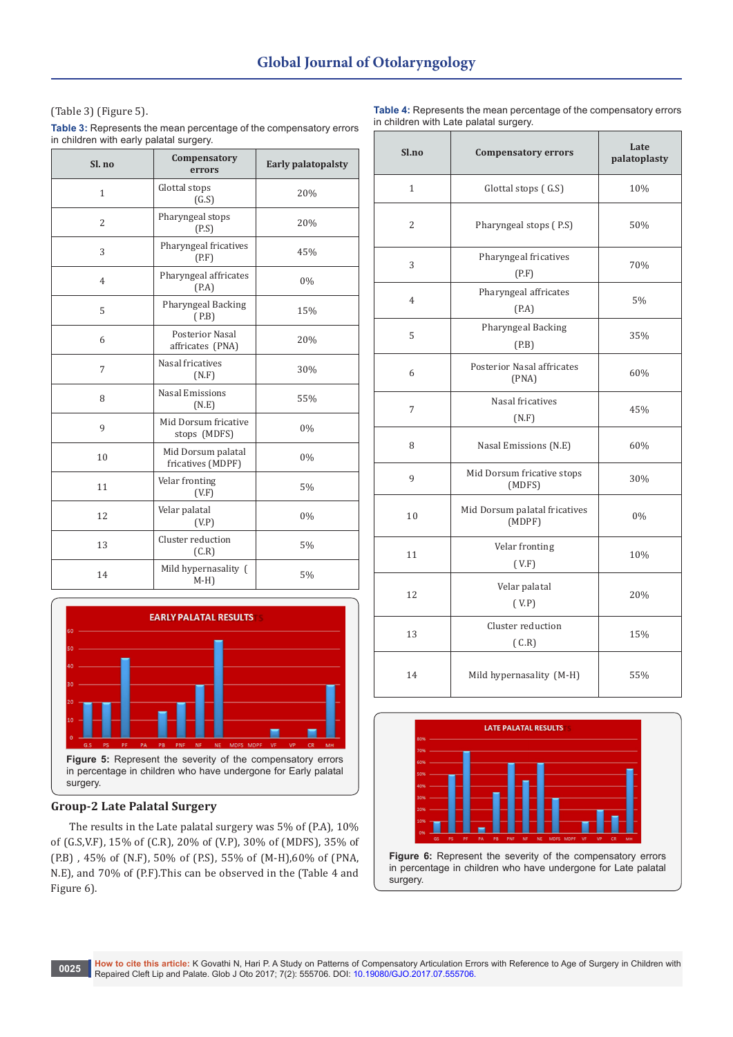(Table 3) (Figure 5).

**Table 3:** Represents the mean percentage of the compensatory errors in children with early palatal surgery.

| Sl. no | Compensatory errors | Early palatopalsty |
|---|---|---|
| 1 | Glottal stops (G.S) | 20% |
| 2 | Pharyngeal stops (P.S) | 20% |
| 3 | Pharyngeal fricatives (P.F) | 45% |
| 4 | Pharyngeal affricates (P.A) | 0% |
| 5 | Pharyngeal Backing ( P.B) | 15% |
| 6 | Posterior Nasal affricates (PNA) | 20% |
| 7 | Nasal fricatives (N.F) | 30% |
| 8 | Nasal Emissions (N.E) | 55% |
| 9 | Mid Dorsum fricative stops (MDFS) | 0% |
| 10 | Mid Dorsum palatal fricatives (MDPF) | 0% |
| 11 | Velar fronting (V.F) | 5% |
| 12 | Velar palatal (V.P) | 0% |
| 13 | Cluster reduction (C.R) | 5% |
| 14 | Mild hypernasality ( M-H) | 5% |

**Figure 5:** Represent the severity of the compensatory errors in percentage in children who have undergone for Early palatal surgery.

## Group-2 Late Palatal Surgery

The results in the Late palatal surgery was 5% of (P.A), 10% of (G.S,V.F), 15% of (C.R), 20% of (V.P), 30% of (MDFS), 35% of (P.B) , 45% of (N.F), 50% of (P.S), 55% of (M-H),60% of (PNA, N.E), and 70% of (P.F).This can be observed in the (Table 4 and Figure 6).

**Table 4:** Represents the mean percentage of the compensatory errors in children with Late palatal surgery.

| Sl.no | Compensatory errors | Late palatoplasty |
|---|---|---|
| 1 | Glottal stops ( G.S) | 10% |
| 2 | Pharyngeal stops ( P.S) | 50% |
| 3 | Pharyngeal fricatives (P.F) | 70% |
| 4 | Pharyngeal affricates (P.A) | 5% |
| 5 | Pharyngeal Backing (P.B) | 35% |
| 6 | Posterior Nasal affricates (PNA) | 60% |
| 7 | Nasal fricatives (N.F) | 45% |
| 8 | Nasal Emissions (N.E) | 60% |
| 9 | Mid Dorsum fricative stops (MDFS) | 30% |
| 10 | Mid Dorsum palatal fricatives (MDPF) | 0% |
| 11 | Velar fronting ( V.F) | 10% |
| 12 | Velar palatal ( V.P) | 20% |
| 13 | Cluster reduction ( C.R) | 15% |
| 14 | Mild hypernasality (M-H) | 55% |

**Figure 6:** Represent the severity of the compensatory errors in percentage in children who have undergone for Late palatal surgery.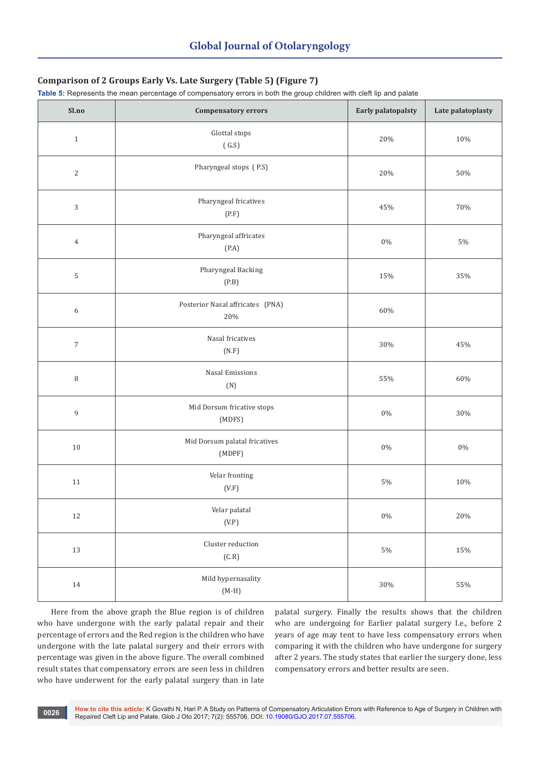### Comparison of 2 Groups Early Vs. Late Surgery (Table 5) (Figure 7)

**Table 5:** Represents the mean percentage of compensatory errors in both the group children with cleft lip and palate

| Sl.no | Compensatory errors | Early palatopalsty | Late palatoplasty |
|---|---|---|---|
| 1 | Glottal stops ( G.S) | 20% | 10% |
| 2 | Pharyngeal stops ( P.S) | 20% | 50% |
| 3 | Pharyngeal fricatives (P.F) | 45% | 70% |
| 4 | Pharyngeal affricates (P.A) | 0% | 5% |
| 5 | Pharyngeal Backing (P.B) | 15% | 35% |
| 6 | Posterior Nasal affricates (PNA) 20% | 60% | |
| 7 | Nasal fricatives (N.F) | 30% | 45% |
| 8 | Nasal Emissions (N) | 55% | 60% |
| 9 | Mid Dorsum fricative stops (MDFS) | 0% | 30% |
| 10 | Mid Dorsum palatal fricatives (MDPF) | 0% | 0% |
| 11 | Velar fronting (V.F) | 5% | 10% |
| 12 | Velar palatal (V.P) | 0% | 20% |
| 13 | Cluster reduction (C.R) | 5% | 15% |
| 14 | Mild hypernasality (M-H) | 30% | 55% |

Here from the above graph the Blue region is of children who have undergone with the early palatal repair and their percentage of errors and the Red region is the children who have undergone with the late palatal surgery and their errors with percentage was given in the above figure. The overall combined result states that compensatory errors are seen less in children who have underwent for the early palatal surgery than in late palatal surgery. Finally the results shows that the children who are undergoing for Earlier palatal surgery I.e., before 2 years of age may tent to have less compensatory errors when comparing it with the children who have undergone for surgery after 2 years. The study states that earlier the surgery done, less compensatory errors and better results are seen.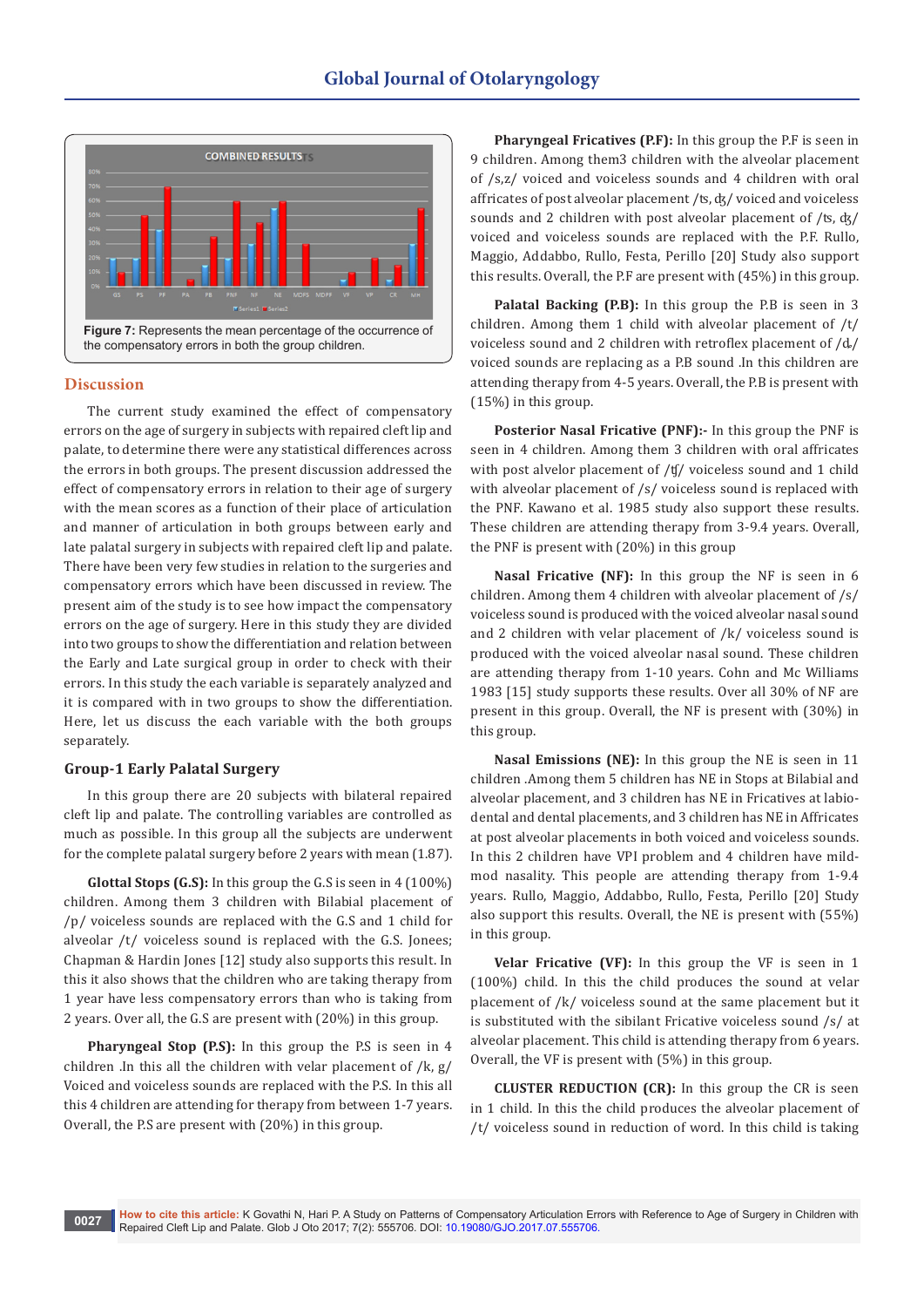Figure 7: Represents the mean percentage of the occurrence of the compensatory errors in both the group children.

## Discussion

The current study examined the effect of compensatory errors on the age of surgery in subjects with repaired cleft lip and palate, to determine there were any statistical differences across the errors in both groups. The present discussion addressed the effect of compensatory errors in relation to their age of surgery with the mean scores as a function of their place of articulation and manner of articulation in both groups between early and late palatal surgery in subjects with repaired cleft lip and palate. There have been very few studies in relation to the surgeries and compensatory errors which have been discussed in review. The present aim of the study is to see how impact the compensatory errors on the age of surgery. Here in this study they are divided into two groups to show the differentiation and relation between the Early and Late surgical group in order to check with their errors. In this study the each variable is separately analyzed and it is compared with in two groups to show the differentiation. Here, let us discuss the each variable with the both groups separately.

### Group-1 Early Palatal Surgery

In this group there are 20 subjects with bilateral repaired cleft lip and palate. The controlling variables are controlled as much as possible. In this group all the subjects are underwent for the complete palatal surgery before 2 years with mean (1.87).

**Glottal Stops (G.S):** In this group the G.S is seen in 4 (100%) children. Among them 3 children with Bilabial placement of /p/ voiceless sounds are replaced with the G.S and 1 child for alveolar /t/ voiceless sound is replaced with the G.S. Jonees; Chapman & Hardin Jones [12] study also supports this result. In this it also shows that the children who are taking therapy from 1 year have less compensatory errors than who is taking from 2 years. Over all, the G.S are present with (20%) in this group.

**Pharyngeal Stop (P.S):** In this group the P.S is seen in 4 children .In this all the children with velar placement of /k, g/ Voiced and voiceless sounds are replaced with the P.S. In this all this 4 children are attending for therapy from between 1-7 years. Overall, the P.S are present with (20%) in this group.

**Pharyngeal Fricatives (P.F):** In this group the P.F is seen in 9 children. Among them3 children with the alveolar placement of /s,z/ voiced and voiceless sounds and 4 children with oral affricates of post alveolar placement /ʦ, ʤ/ voiced and voiceless sounds and 2 children with post alveolar placement of /ʦ, ʤ/ voiced and voiceless sounds are replaced with the P.F. Rullo, Maggio, Addabbo, Rullo, Festa, Perillo [20] Study also support this results. Overall, the P.F are present with (45%) in this group.

**Palatal Backing (P.B):** In this group the P.B is seen in 3 children. Among them 1 child with alveolar placement of /t/ voiceless sound and 2 children with retroflex placement of /ɖ/ voiced sounds are replacing as a P.B sound .In this children are attending therapy from 4-5 years. Overall, the P.B is present with (15%) in this group.

**Posterior Nasal Fricative (PNF):-** In this group the PNF is seen in 4 children. Among them 3 children with oral affricates with post alvelor placement of /ʧ/ voiceless sound and 1 child with alveolar placement of /s/ voiceless sound is replaced with the PNF. Kawano et al. 1985 study also support these results. These children are attending therapy from 3-9.4 years. Overall, the PNF is present with (20%) in this group

**Nasal Fricative (NF):** In this group the NF is seen in 6 children. Among them 4 children with alveolar placement of /s/ voiceless sound is produced with the voiced alveolar nasal sound and 2 children with velar placement of /k/ voiceless sound is produced with the voiced alveolar nasal sound. These children are attending therapy from 1-10 years. Cohn and Mc Williams 1983 [15] study supports these results. Over all 30% of NF are present in this group. Overall, the NF is present with (30%) in this group.

**Nasal Emissions (NE):** In this group the NE is seen in 11 children .Among them 5 children has NE in Stops at Bilabial and alveolar placement, and 3 children has NE in Fricatives at labio-dental and dental placements, and 3 children has NE in Affricates at post alveolar placements in both voiced and voiceless sounds. In this 2 children have VPI problem and 4 children have mild-mod nasality. This people are attending therapy from 1-9.4 years. Rullo, Maggio, Addabbo, Rullo, Festa, Perillo [20] Study also support this results. Overall, the NE is present with (55%) in this group.

**Velar Fricative (VF):** In this group the VF is seen in 1 (100%) child. In this the child produces the sound at velar placement of /k/ voiceless sound at the same placement but it is substituted with the sibilant Fricative voiceless sound /s/ at alveolar placement. This child is attending therapy from 6 years. Overall, the VF is present with (5%) in this group.

**CLUSTER REDUCTION (CR):** In this group the CR is seen in 1 child. In this the child produces the alveolar placement of /t/ voiceless sound in reduction of word. In this child is taking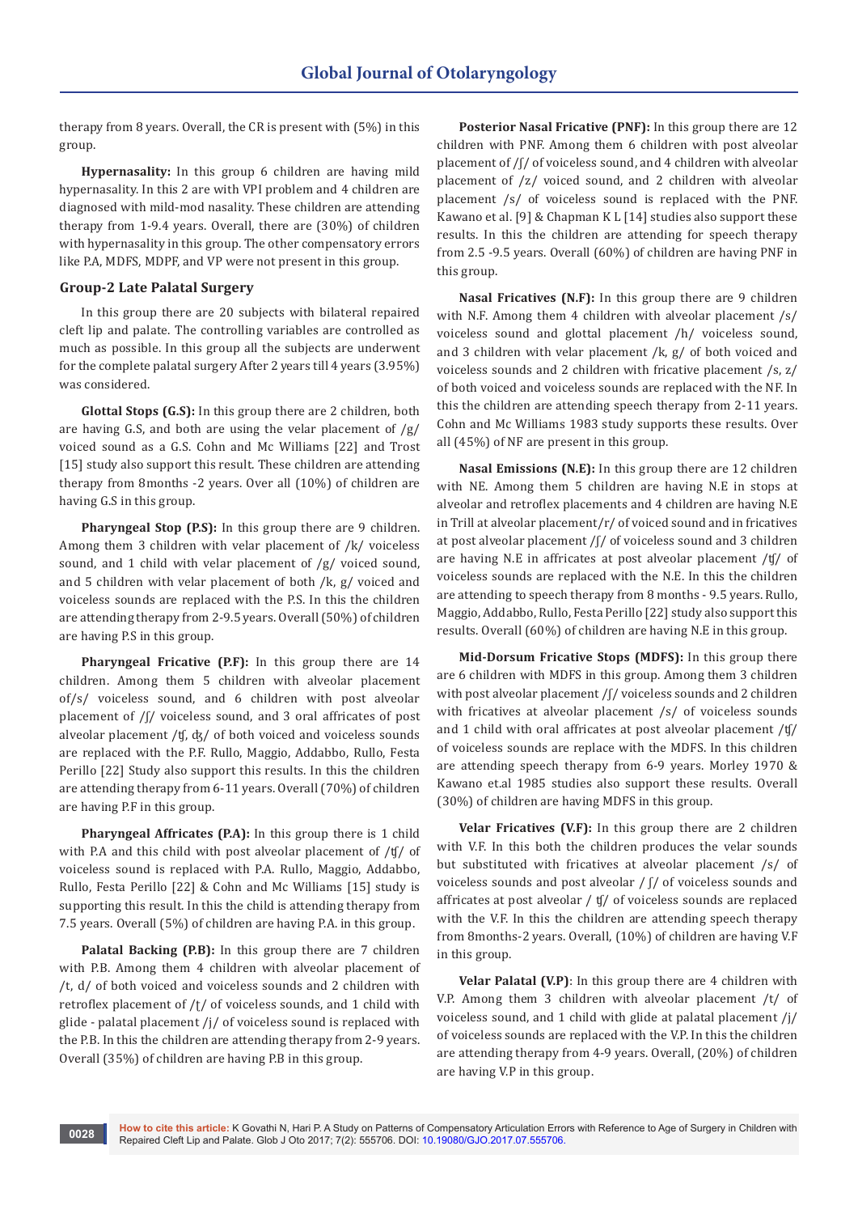therapy from 8 years. Overall, the CR is present with (5%) in this group.

**Hypernasality:** In this group 6 children are having mild hypernasality. In this 2 are with VPI problem and 4 children are diagnosed with mild-mod nasality. These children are attending therapy from 1-9.4 years. Overall, there are (30%) of children with hypernasality in this group. The other compensatory errors like P.A, MDFS, MDPF, and VP were not present in this group.

### Group-2 Late Palatal Surgery

In this group there are 20 subjects with bilateral repaired cleft lip and palate. The controlling variables are controlled as much as possible. In this group all the subjects are underwent for the complete palatal surgery After 2 years till 4 years (3.95%) was considered.

**Glottal Stops (G.S):** In this group there are 2 children, both are having G.S, and both are using the velar placement of /g/ voiced sound as a G.S. Cohn and Mc Williams [22] and Trost [15] study also support this result. These children are attending therapy from 8months -2 years. Over all (10%) of children are having G.S in this group.

**Pharyngeal Stop (P.S):** In this group there are 9 children. Among them 3 children with velar placement of /k/ voiceless sound, and 1 child with velar placement of /g/ voiced sound, and 5 children with velar placement of both /k, g/ voiced and voiceless sounds are replaced with the P.S. In this the children are attending therapy from 2-9.5 years. Overall (50%) of children are having P.S in this group.

**Pharyngeal Fricative (P.F):** In this group there are 14 children. Among them 5 children with alveolar placement of/s/ voiceless sound, and 6 children with post alveolar placement of /ʃ/ voiceless sound, and 3 oral affricates of post alveolar placement /ʧ, ʤ/ of both voiced and voiceless sounds are replaced with the P.F. Rullo, Maggio, Addabbo, Rullo, Festa Perillo [22] Study also support this results. In this the children are attending therapy from 6-11 years. Overall (70%) of children are having P.F in this group.

**Pharyngeal Affricates (P.A):** In this group there is 1 child with P.A and this child with post alveolar placement of /ʧ/ of voiceless sound is replaced with P.A. Rullo, Maggio, Addabbo, Rullo, Festa Perillo [22] & Cohn and Mc Williams [15] study is supporting this result. In this the child is attending therapy from 7.5 years. Overall (5%) of children are having P.A. in this group.

**Palatal Backing (P.B):** In this group there are 7 children with P.B. Among them 4 children with alveolar placement of /t, d/ of both voiced and voiceless sounds and 2 children with retroflex placement of /ʈ/ of voiceless sounds, and 1 child with glide - palatal placement /j/ of voiceless sound is replaced with the P.B. In this the children are attending therapy from 2-9 years. Overall (35%) of children are having P.B in this group.

**Posterior Nasal Fricative (PNF):** In this group there are 12 children with PNF. Among them 6 children with post alveolar placement of /ʃ/ of voiceless sound, and 4 children with alveolar placement of /z/ voiced sound, and 2 children with alveolar placement /s/ of voiceless sound is replaced with the PNF. Kawano et al. [9] & Chapman K L [14] studies also support these results. In this the children are attending for speech therapy from 2.5 -9.5 years. Overall (60%) of children are having PNF in this group.

**Nasal Fricatives (N.F):** In this group there are 9 children with N.F. Among them 4 children with alveolar placement /s/ voiceless sound and glottal placement /h/ voiceless sound, and 3 children with velar placement /k, g/ of both voiced and voiceless sounds and 2 children with fricative placement /s, z/ of both voiced and voiceless sounds are replaced with the NF. In this the children are attending speech therapy from 2-11 years. Cohn and Mc Williams 1983 study supports these results. Over all (45%) of NF are present in this group.

**Nasal Emissions (N.E):** In this group there are 12 children with NE. Among them 5 children are having N.E in stops at alveolar and retroflex placements and 4 children are having N.E in Trill at alveolar placement/r/ of voiced sound and in fricatives at post alveolar placement /ʃ/ of voiceless sound and 3 children are having N.E in affricates at post alveolar placement /ʧ/ of voiceless sounds are replaced with the N.E. In this the children are attending to speech therapy from 8 months - 9.5 years. Rullo, Maggio, Addabbo, Rullo, Festa Perillo [22] study also support this results. Overall (60%) of children are having N.E in this group.

**Mid-Dorsum Fricative Stops (MDFS):** In this group there are 6 children with MDFS in this group. Among them 3 children with post alveolar placement /ʃ/ voiceless sounds and 2 children with fricatives at alveolar placement /s/ of voiceless sounds and 1 child with oral affricates at post alveolar placement /ʧ/ of voiceless sounds are replace with the MDFS. In this children are attending speech therapy from 6-9 years. Morley 1970 & Kawano et.al 1985 studies also support these results. Overall (30%) of children are having MDFS in this group.

**Velar Fricatives (V.F):** In this group there are 2 children with V.F. In this both the children produces the velar sounds but substituted with fricatives at alveolar placement /s/ of voiceless sounds and post alveolar / ʃ/ of voiceless sounds and affricates at post alveolar / ʧ/ of voiceless sounds are replaced with the V.F. In this the children are attending speech therapy from 8months-2 years. Overall, (10%) of children are having V.F in this group.

**Velar Palatal (V.P)**: In this group there are 4 children with V.P. Among them 3 children with alveolar placement /t/ of voiceless sound, and 1 child with glide at palatal placement /j/ of voiceless sounds are replaced with the V.P. In this the children are attending therapy from 4-9 years. Overall, (20%) of children are having V.P in this group.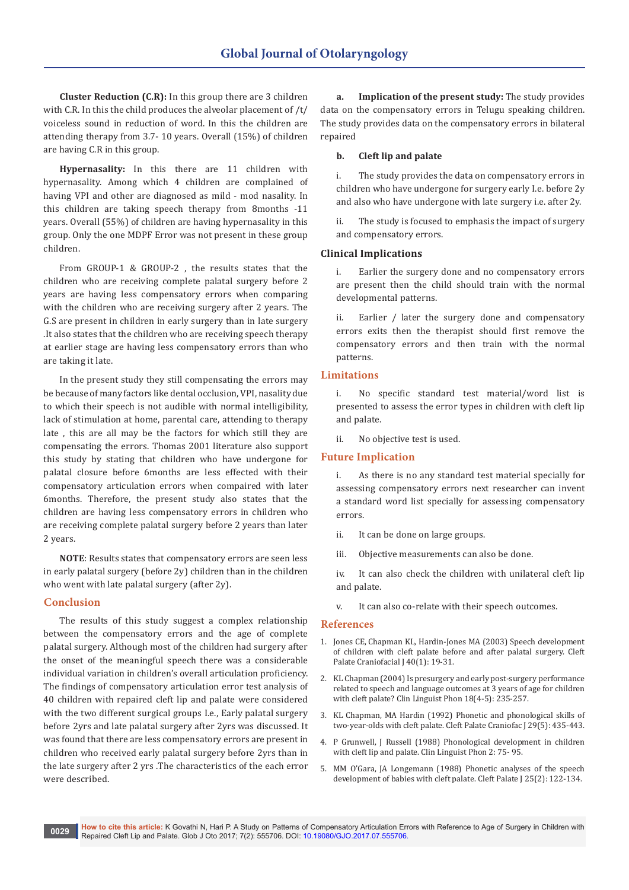**Cluster Reduction (C.R):** In this group there are 3 children with C.R. In this the child produces the alveolar placement of /t/ voiceless sound in reduction of word. In this the children are attending therapy from 3.7- 10 years. Overall (15%) of children are having C.R in this group.

**Hypernasality:** In this there are 11 children with hypernasality. Among which 4 children are complained of having VPI and other are diagnosed as mild - mod nasality. In this children are taking speech therapy from 8months -11 years. Overall (55%) of children are having hypernasality in this group. Only the one MDPF Error was not present in these group children.

From GROUP-1 & GROUP-2 , the results states that the children who are receiving complete palatal surgery before 2 years are having less compensatory errors when comparing with the children who are receiving surgery after 2 years. The G.S are present in children in early surgery than in late surgery .It also states that the children who are receiving speech therapy at earlier stage are having less compensatory errors than who are taking it late.

In the present study they still compensating the errors may be because of many factors like dental occlusion, VPI, nasality due to which their speech is not audible with normal intelligibility, lack of stimulation at home, parental care, attending to therapy late , this are all may be the factors for which still they are compensating the errors. Thomas 2001 literature also support this study by stating that children who have undergone for palatal closure before 6months are less effected with their compensatory articulation errors when compaired with later 6months. Therefore, the present study also states that the children are having less compensatory errors in children who are receiving complete palatal surgery before 2 years than later 2 years.

**NOTE**: Results states that compensatory errors are seen less in early palatal surgery (before 2y) children than in the children who went with late palatal surgery (after 2y).

## Conclusion

The results of this study suggest a complex relationship between the compensatory errors and the age of complete palatal surgery. Although most of the children had surgery after the onset of the meaningful speech there was a considerable individual variation in children's overall articulation proficiency. The findings of compensatory articulation error test analysis of 40 children with repaired cleft lip and palate were considered with the two different surgical groups I.e., Early palatal surgery before 2yrs and late palatal surgery after 2yrs was discussed. It was found that there are less compensatory errors are present in children who received early palatal surgery before 2yrs than in the late surgery after 2 yrs .The characteristics of the each error were described.

a. **Implication of the present study:** The study provides data on the compensatory errors in Telugu speaking children. The study provides data on the compensatory errors in bilateral repaired

b. **Cleft lip and palate**

i. The study provides the data on compensatory errors in children who have undergone for surgery early I.e. before 2y and also who have undergone with late surgery i.e. after 2y.

ii. The study is focused to emphasis the impact of surgery and compensatory errors.

### Clinical Implications

i. Earlier the surgery done and no compensatory errors are present then the child should train with the normal developmental patterns.

ii. Earlier / later the surgery done and compensatory errors exits then the therapist should first remove the compensatory errors and then train with the normal patterns.

## Limitations

i. No specific standard test material/word list is presented to assess the error types in children with cleft lip and palate.

ii. No objective test is used.

## Future Implication

i. As there is no any standard test material specially for assessing compensatory errors next researcher can invent a standard word list specially for assessing compensatory errors.

ii. It can be done on large groups.

iii. Objective measurements can also be done.

iv. It can also check the children with unilateral cleft lip and palate.

v. It can also co-relate with their speech outcomes.

## References

1. Jones CE, Chapman KL, Hardin-Jones MA (2003) Speech development of children with cleft palate before and after palatal surgery. Cleft Palate Craniofacial J 40(1): 19-31.
2. KL Chapman (2004) Is presurgery and early post-surgery performance related to speech and language outcomes at 3 years of age for children with cleft palate? Clin Linguist Phon 18(4-5): 235-257.
3. KL Chapman, MA Hardin (1992) Phonetic and phonological skills of two-year-olds with cleft palate. Cleft Palate Craniofac J 29(5): 435-443.
4. P Grunwell, J Russell (1988) Phonological development in children with cleft lip and palate. Clin Linguist Phon 2: 75- 95.
5. MM O'Gara, JA Longemann (1988) Phonetic analyses of the speech development of babies with cleft palate. Cleft Palate J 25(2): 122-134.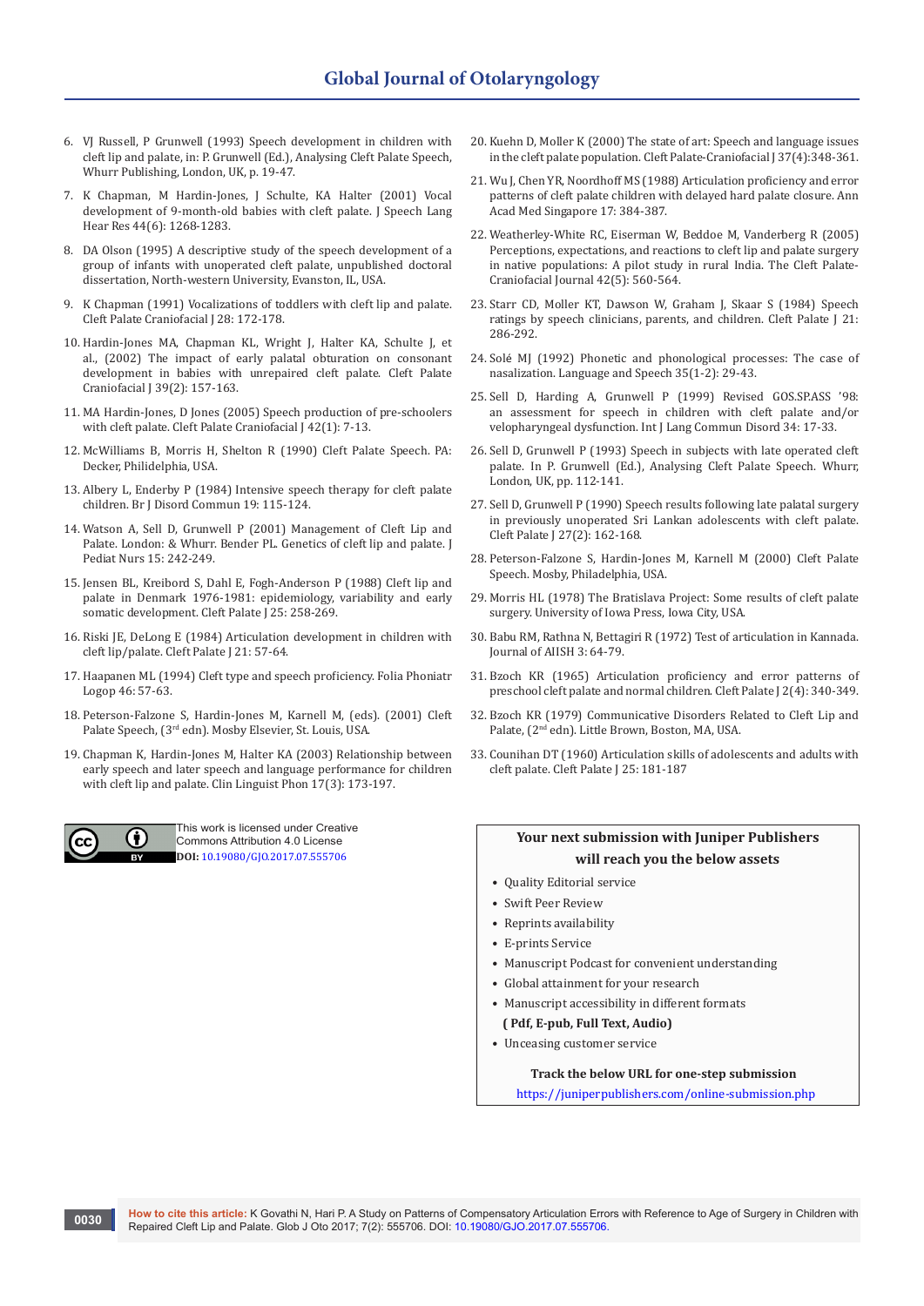6. VJ Russell, P Grunwell (1993) Speech development in children with cleft lip and palate, in: P. Grunwell (Ed.), Analysing Cleft Palate Speech, Whurr Publishing, London, UK, p. 19-47.
7. K Chapman, M Hardin-Jones, J Schulte, KA Halter (2001) Vocal development of 9-month-old babies with cleft palate. J Speech Lang Hear Res 44(6): 1268-1283.
8. DA Olson (1995) A descriptive study of the speech development of a group of infants with unoperated cleft palate, unpublished doctoral dissertation, North-western University, Evanston, IL, USA.
9. K Chapman (1991) Vocalizations of toddlers with cleft lip and palate. Cleft Palate Craniofacial J 28: 172-178.
10. Hardin-Jones MA, Chapman KL, Wright J, Halter KA, Schulte J, et al., (2002) The impact of early palatal obturation on consonant development in babies with unrepaired cleft palate. Cleft Palate Craniofacial J 39(2): 157-163.
11. MA Hardin-Jones, D Jones (2005) Speech production of pre-schoolers with cleft palate. Cleft Palate Craniofacial J 42(1): 7-13.
12. McWilliams B, Morris H, Shelton R (1990) Cleft Palate Speech. PA: Decker, Philidelphia, USA.
13. Albery L, Enderby P (1984) Intensive speech therapy for cleft palate children. Br J Disord Commun 19: 115-124.
14. Watson A, Sell D, Grunwell P (2001) Management of Cleft Lip and Palate. London: & Whurr. Bender PL. Genetics of cleft lip and palate. J Pediat Nurs 15: 242-249.
15. Jensen BL, Kreibord S, Dahl E, Fogh-Anderson P (1988) Cleft lip and palate in Denmark 1976-1981: epidemiology, variability and early somatic development. Cleft Palate J 25: 258-269.
16. Riski JE, DeLong E (1984) Articulation development in children with cleft lip/palate. Cleft Palate J 21: 57-64.
17. Haapanen ML (1994) Cleft type and speech proficiency. Folia Phoniatr Logop 46: 57-63.
18. Peterson-Falzone S, Hardin-Jones M, Karnell M, (eds). (2001) Cleft Palate Speech, (3rd edn). Mosby Elsevier, St. Louis, USA.
19. Chapman K, Hardin-Jones M, Halter KA (2003) Relationship between early speech and later speech and language performance for children with cleft lip and palate. Clin Linguist Phon 17(3): 173-197.
20. Kuehn D, Moller K (2000) The state of art: Speech and language issues in the cleft palate population. Cleft Palate-Craniofacial J 37(4):348-361.
21. Wu J, Chen YR, Noordhoff MS (1988) Articulation proficiency and error patterns of cleft palate children with delayed hard palate closure. Ann Acad Med Singapore 17: 384-387.
22. Weatherley-White RC, Eiserman W, Beddoe M, Vanderberg R (2005) Perceptions, expectations, and reactions to cleft lip and palate surgery in native populations: A pilot study in rural India. The Cleft Palate-Craniofacial Journal 42(5): 560-564.
23. Starr CD, Moller KT, Dawson W, Graham J, Skaar S (1984) Speech ratings by speech clinicians, parents, and children. Cleft Palate J 21: 286-292.
24. Solé MJ (1992) Phonetic and phonological processes: The case of nasalization. Language and Speech 35(1-2): 29-43.
25. Sell D, Harding A, Grunwell P (1999) Revised GOS.SP.ASS '98: an assessment for speech in children with cleft palate and/or velopharyngeal dysfunction. Int J Lang Commun Disord 34: 17-33.
26. Sell D, Grunwell P (1993) Speech in subjects with late operated cleft palate. In P. Grunwell (Ed.), Analysing Cleft Palate Speech. Whurr, London, UK, pp. 112-141.
27. Sell D, Grunwell P (1990) Speech results following late palatal surgery in previously unoperated Sri Lankan adolescents with cleft palate. Cleft Palate J 27(2): 162-168.
28. Peterson-Falzone S, Hardin-Jones M, Karnell M (2000) Cleft Palate Speech. Mosby, Philadelphia, USA.
29. Morris HL (1978) The Bratislava Project: Some results of cleft palate surgery. University of Iowa Press, Iowa City, USA.
30. Babu RM, Rathna N, Bettagiri R (1972) Test of articulation in Kannada. Journal of AIISH 3: 64-79.
31. Bzoch KR (1965) Articulation proficiency and error patterns of preschool cleft palate and normal children. Cleft Palate J 2(4): 340-349.
32. Bzoch KR (1979) Communicative Disorders Related to Cleft Lip and Palate, (2nd edn). Little Brown, Boston, MA, USA.
33. Counihan DT (1960) Articulation skills of adolescents and adults with cleft palate. Cleft Palate J 25: 181-187

This work is licensed under Creative Commons Attribution 4.0 License
**DOI:** 10.19080/GJO.2017.07.555706

**Your next submission with Juniper Publishers will reach you the below assets**

- Quality Editorial service
- Swift Peer Review
- Reprints availability
- E-prints Service
- Manuscript Podcast for convenient understanding
- Global attainment for your research
- Manuscript accessibility in different formats
  **( Pdf, E-pub, Full Text, Audio)**
- Unceasing customer service

**Track the below URL for one-step submission**
https://juniperpublishers.com/online-submission.php

**How to cite this article:** K Govathi N, Hari P. A Study on Patterns of Compensatory Articulation Errors with Reference to Age of Surgery in Children with Repaired Cleft Lip and Palate. Glob J Oto 2017; 7(2): 555706. DOI: 10.19080/GJO.2017.07.555706.